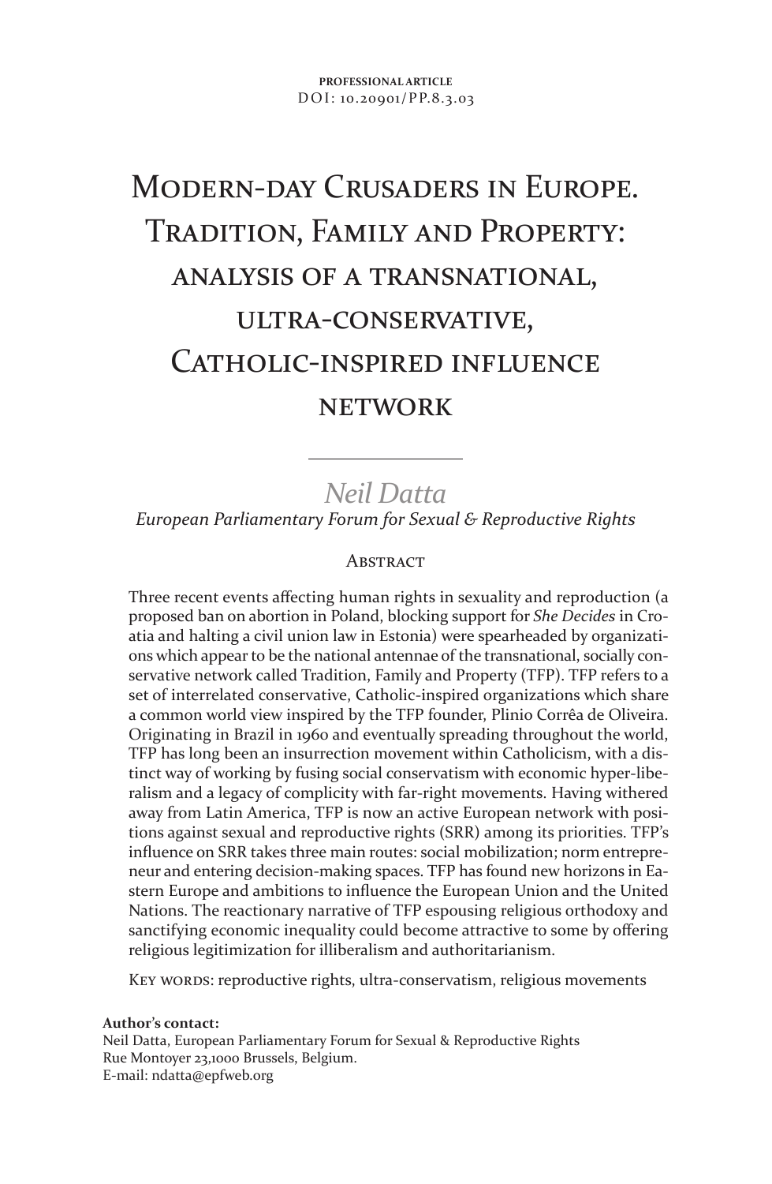**PROFESSIONAL ARTICLE**
DOI: 10.20901/PP.8.3.03

# Modern-day Crusaders in Europe. Tradition, Family and Property: analysis of a transnational, ultra-conservative, Catholic-inspired influence network

*Neil Datta*

*European Parliamentary Forum for Sexual & Reproductive Rights*

## Abstract

Three recent events affecting human rights in sexuality and reproduction (a proposed ban on abortion in Poland, blocking support for *She Decides* in Croatia and halting a civil union law in Estonia) were spearheaded by organizations which appear to be the national antennae of the transnational, socially conservative network called Tradition, Family and Property (TFP). TFP refers to a set of interrelated conservative, Catholic-inspired organizations which share a common world view inspired by the TFP founder, Plinio Corrêa de Oliveira. Originating in Brazil in 1960 and eventually spreading throughout the world, TFP has long been an insurrection movement within Catholicism, with a distinct way of working by fusing social conservatism with economic hyper-liberalism and a legacy of complicity with far-right movements. Having withered away from Latin America, TFP is now an active European network with positions against sexual and reproductive rights (SRR) among its priorities. TFP's influence on SRR takes three main routes: social mobilization; norm entrepreneur and entering decision-making spaces. TFP has found new horizons in Eastern Europe and ambitions to influence the European Union and the United Nations. The reactionary narrative of TFP espousing religious orthodoxy and sanctifying economic inequality could become attractive to some by offering religious legitimization for illiberalism and authoritarianism.

Key words: reproductive rights, ultra-conservatism, religious movements

**Author's contact:**
Neil Datta, European Parliamentary Forum for Sexual & Reproductive Rights
Rue Montoyer 23,1000 Brussels, Belgium.
E-mail: ndatta@epfweb.org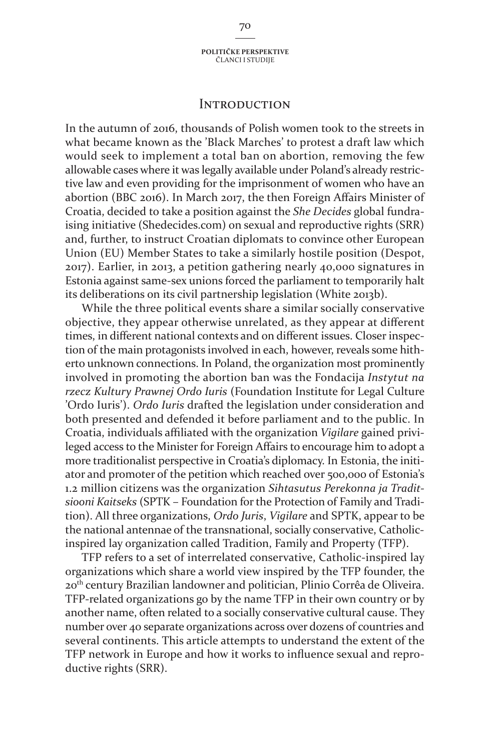## Introduction

In the autumn of 2016, thousands of Polish women took to the streets in what became known as the 'Black Marches' to protest a draft law which would seek to implement a total ban on abortion, removing the few allowable cases where it was legally available under Poland's already restrictive law and even providing for the imprisonment of women who have an abortion (BBC 2016). In March 2017, the then Foreign Affairs Minister of Croatia, decided to take a position against the *She Decides* global fundraising initiative (Shedecides.com) on sexual and reproductive rights (SRR) and, further, to instruct Croatian diplomats to convince other European Union (EU) Member States to take a similarly hostile position (Despot, 2017). Earlier, in 2013, a petition gathering nearly 40,000 signatures in Estonia against same-sex unions forced the parliament to temporarily halt its deliberations on its civil partnership legislation (White 2013b).

While the three political events share a similar socially conservative objective, they appear otherwise unrelated, as they appear at different times, in different national contexts and on different issues. Closer inspection of the main protagonists involved in each, however, reveals some hitherto unknown connections. In Poland, the organization most prominently involved in promoting the abortion ban was the Fondacija *Instytut na rzecz Kultury Prawnej Ordo Iuris* (Foundation Institute for Legal Culture 'Ordo Iuris'). *Ordo Iuris* drafted the legislation under consideration and both presented and defended it before parliament and to the public. In Croatia, individuals affiliated with the organization *Vigilare* gained privileged access to the Minister for Foreign Affairs to encourage him to adopt a more traditionalist perspective in Croatia's diplomacy. In Estonia, the initiator and promoter of the petition which reached over 500,000 of Estonia's 1.2 million citizens was the organization *Sihtasutus Perekonna ja Traditsiooni Kaitseks* (SPTK – Foundation for the Protection of Family and Tradition). All three organizations, *Ordo Juris*, *Vigilare* and SPTK, appear to be the national antennae of the transnational, socially conservative, Catholic-inspired lay organization called Tradition, Family and Property (TFP).

TFP refers to a set of interrelated conservative, Catholic-inspired lay organizations which share a world view inspired by the TFP founder, the 20th century Brazilian landowner and politician, Plinio Corrêa de Oliveira. TFP-related organizations go by the name TFP in their own country or by another name, often related to a socially conservative cultural cause. They number over 40 separate organizations across over dozens of countries and several continents. This article attempts to understand the extent of the TFP network in Europe and how it works to influence sexual and reproductive rights (SRR).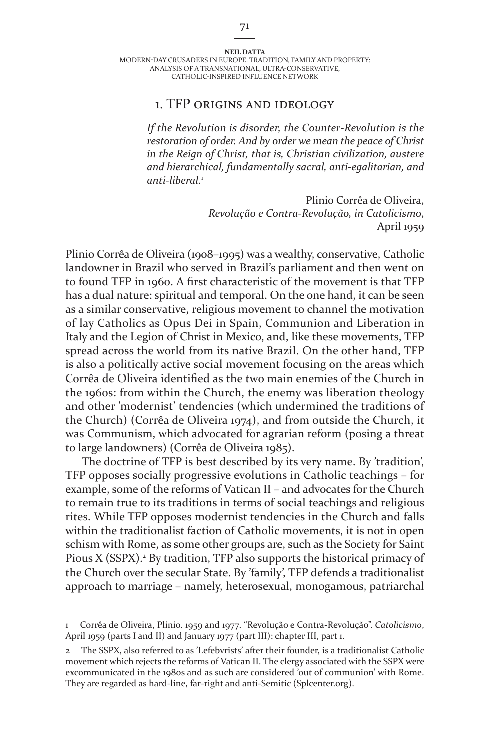## 1. TFP origins and ideology

*If the Revolution is disorder, the Counter-Revolution is the restoration of order. And by order we mean the peace of Christ in the Reign of Christ, that is, Christian civilization, austere and hierarchical, fundamentally sacral, anti-egalitarian, and anti-liberal.*[1]

Plinio Corrêa de Oliveira, *Revolução e Contra-Revolução, in Catolicismo*, April 1959

Plinio Corrêa de Oliveira (1908–1995) was a wealthy, conservative, Catholic landowner in Brazil who served in Brazil's parliament and then went on to found TFP in 1960. A first characteristic of the movement is that TFP has a dual nature: spiritual and temporal. On the one hand, it can be seen as a similar conservative, religious movement to channel the motivation of lay Catholics as Opus Dei in Spain, Communion and Liberation in Italy and the Legion of Christ in Mexico, and, like these movements, TFP spread across the world from its native Brazil. On the other hand, TFP is also a politically active social movement focusing on the areas which Corrêa de Oliveira identified as the two main enemies of the Church in the 1960s: from within the Church, the enemy was liberation theology and other 'modernist' tendencies (which undermined the traditions of the Church) (Corrêa de Oliveira 1974), and from outside the Church, it was Communism, which advocated for agrarian reform (posing a threat to large landowners) (Corrêa de Oliveira 1985).

The doctrine of TFP is best described by its very name. By 'tradition', TFP opposes socially progressive evolutions in Catholic teachings – for example, some of the reforms of Vatican II – and advocates for the Church to remain true to its traditions in terms of social teachings and religious rites. While TFP opposes modernist tendencies in the Church and falls within the traditionalist faction of Catholic movements, it is not in open schism with Rome, as some other groups are, such as the Society for Saint Pious X (SSPX).[2] By tradition, TFP also supports the historical primacy of the Church over the secular State. By 'family', TFP defends a traditionalist approach to marriage – namely, heterosexual, monogamous, patriarchal

1 Corrêa de Oliveira, Plinio. 1959 and 1977. "Revolução e Contra-Revolução". *Catolicismo*, April 1959 (parts I and II) and January 1977 (part III): chapter III, part 1.

2 The SSPX, also referred to as 'Lefebvrists' after their founder, is a traditionalist Catholic movement which rejects the reforms of Vatican II. The clergy associated with the SSPX were excommunicated in the 1980s and as such are considered 'out of communion' with Rome. They are regarded as hard-line, far-right and anti-Semitic (Splcenter.org).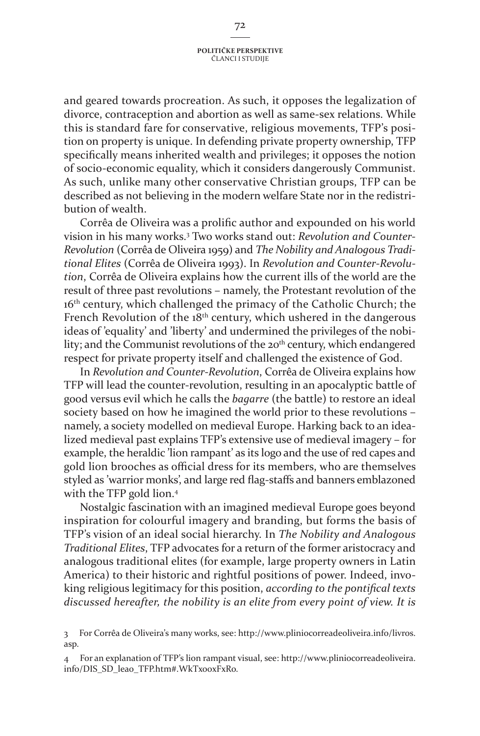and geared towards procreation. As such, it opposes the legalization of divorce, contraception and abortion as well as same-sex relations. While this is standard fare for conservative, religious movements, TFP's position on property is unique. In defending private property ownership, TFP specifically means inherited wealth and privileges; it opposes the notion of socio-economic equality, which it considers dangerously Communist. As such, unlike many other conservative Christian groups, TFP can be described as not believing in the modern welfare State nor in the redistribution of wealth.

Corrêa de Oliveira was a prolific author and expounded on his world vision in his many works.[3] Two works stand out: *Revolution and Counter-Revolution* (Corrêa de Oliveira 1959) and *The Nobility and Analogous Traditional Elites* (Corrêa de Oliveira 1993). In *Revolution and Counter-Revolution*, Corrêa de Oliveira explains how the current ills of the world are the result of three past revolutions – namely, the Protestant revolution of the 16th century, which challenged the primacy of the Catholic Church; the French Revolution of the 18th century, which ushered in the dangerous ideas of 'equality' and 'liberty' and undermined the privileges of the nobility; and the Communist revolutions of the 20th century, which endangered respect for private property itself and challenged the existence of God.

In *Revolution and Counter-Revolution*, Corrêa de Oliveira explains how TFP will lead the counter-revolution, resulting in an apocalyptic battle of good versus evil which he calls the *bagarre* (the battle) to restore an ideal society based on how he imagined the world prior to these revolutions – namely, a society modelled on medieval Europe. Harking back to an idealized medieval past explains TFP's extensive use of medieval imagery – for example, the heraldic 'lion rampant' as its logo and the use of red capes and gold lion brooches as official dress for its members, who are themselves styled as 'warrior monks', and large red flag-staffs and banners emblazoned with the TFP gold lion.[4]

Nostalgic fascination with an imagined medieval Europe goes beyond inspiration for colourful imagery and branding, but forms the basis of TFP's vision of an ideal social hierarchy. In *The Nobility and Analogous Traditional Elites*, TFP advocates for a return of the former aristocracy and analogous traditional elites (for example, large property owners in Latin America) to their historic and rightful positions of power. Indeed, invoking religious legitimacy for this position, *according to the pontifical texts discussed hereafter, the nobility is an elite from every point of view. It is*

3 For Corrêa de Oliveira's many works, see: http://www.pliniocorreadeoliveira.info/livros.asp.

4 For an explanation of TFP's lion rampant visual, see: http://www.pliniocorreadeoliveira.info/DIS_SD_leao_TFP.htm#.WkTxooxFxRo.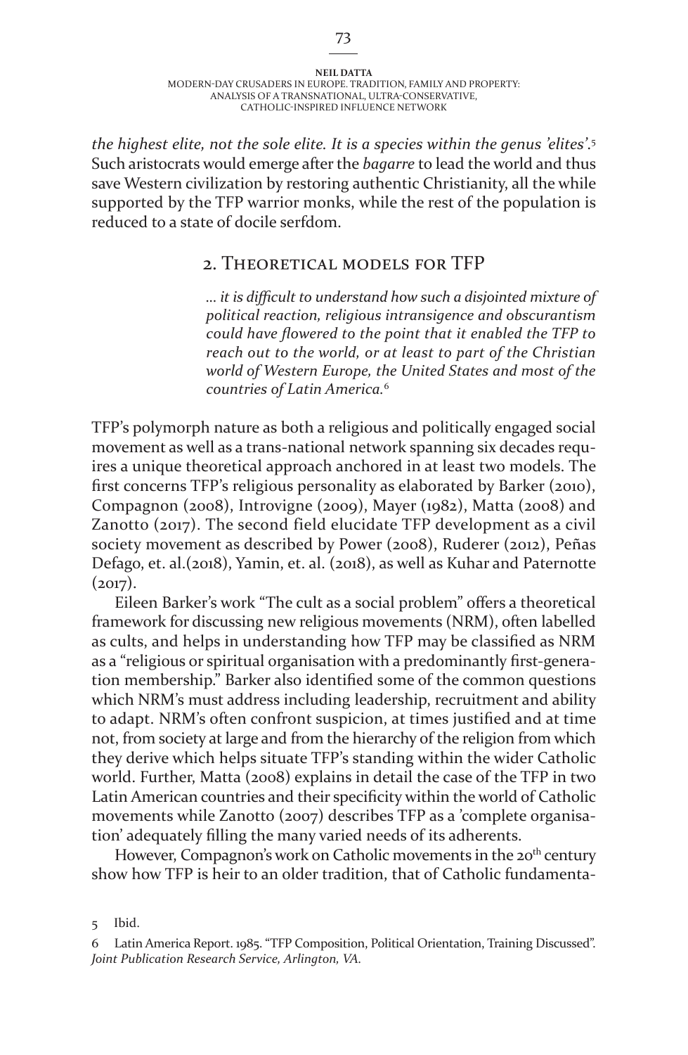*the highest elite, not the sole elite. It is a species within the genus 'elites'.*[5] Such aristocrats would emerge after the *bagarre* to lead the world and thus save Western civilization by restoring authentic Christianity, all the while supported by the TFP warrior monks, while the rest of the population is reduced to a state of docile serfdom.

## 2. Theoretical models for TFP

> *... it is difficult to understand how such a disjointed mixture of political reaction, religious intransigence and obscurantism could have flowered to the point that it enabled the TFP to reach out to the world, or at least to part of the Christian world of Western Europe, the United States and most of the countries of Latin America.*[6]

TFP's polymorph nature as both a religious and politically engaged social movement as well as a trans-national network spanning six decades requires a unique theoretical approach anchored in at least two models. The first concerns TFP's religious personality as elaborated by Barker (2010), Compagnon (2008), Introvigne (2009), Mayer (1982), Matta (2008) and Zanotto (2017). The second field elucidate TFP development as a civil society movement as described by Power (2008), Ruderer (2012), Peñas Defago, et. al.(2018), Yamin, et. al. (2018), as well as Kuhar and Paternotte (2017).

Eileen Barker's work "The cult as a social problem" offers a theoretical framework for discussing new religious movements (NRM), often labelled as cults, and helps in understanding how TFP may be classified as NRM as a "religious or spiritual organisation with a predominantly first-generation membership." Barker also identified some of the common questions which NRM's must address including leadership, recruitment and ability to adapt. NRM's often confront suspicion, at times justified and at time not, from society at large and from the hierarchy of the religion from which they derive which helps situate TFP's standing within the wider Catholic world. Further, Matta (2008) explains in detail the case of the TFP in two Latin American countries and their specificity within the world of Catholic movements while Zanotto (2007) describes TFP as a 'complete organisation' adequately filling the many varied needs of its adherents.

However, Compagnon's work on Catholic movements in the 20th century show how TFP is heir to an older tradition, that of Catholic fundamenta-

5 Ibid.

6 Latin America Report. 1985. "TFP Composition, Political Orientation, Training Discussed". *Joint Publication Research Service, Arlington, VA.*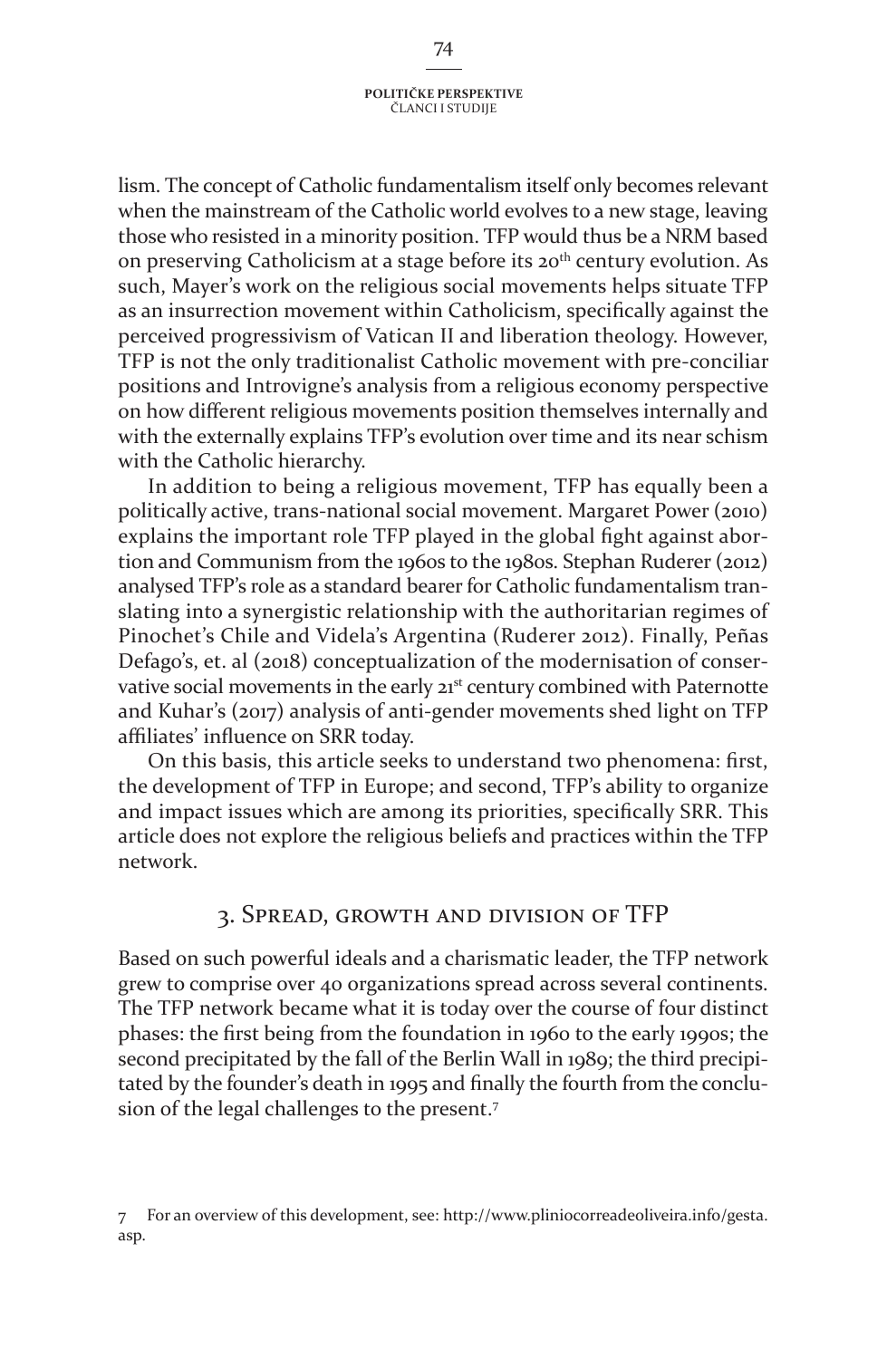lism. The concept of Catholic fundamentalism itself only becomes relevant when the mainstream of the Catholic world evolves to a new stage, leaving those who resisted in a minority position. TFP would thus be a NRM based on preserving Catholicism at a stage before its 20th century evolution. As such, Mayer's work on the religious social movements helps situate TFP as an insurrection movement within Catholicism, specifically against the perceived progressivism of Vatican II and liberation theology. However, TFP is not the only traditionalist Catholic movement with pre-conciliar positions and Introvigne's analysis from a religious economy perspective on how different religious movements position themselves internally and with the externally explains TFP's evolution over time and its near schism with the Catholic hierarchy.

In addition to being a religious movement, TFP has equally been a politically active, trans-national social movement. Margaret Power (2010) explains the important role TFP played in the global fight against abortion and Communism from the 1960s to the 1980s. Stephan Ruderer (2012) analysed TFP's role as a standard bearer for Catholic fundamentalism translating into a synergistic relationship with the authoritarian regimes of Pinochet's Chile and Videla's Argentina (Ruderer 2012). Finally, Peñas Defago's, et. al (2018) conceptualization of the modernisation of conservative social movements in the early 21st century combined with Paternotte and Kuhar's (2017) analysis of anti-gender movements shed light on TFP affiliates' influence on SRR today.

On this basis, this article seeks to understand two phenomena: first, the development of TFP in Europe; and second, TFP's ability to organize and impact issues which are among its priorities, specifically SRR. This article does not explore the religious beliefs and practices within the TFP network.

## 3. Spread, growth and division of TFP

Based on such powerful ideals and a charismatic leader, the TFP network grew to comprise over 40 organizations spread across several continents. The TFP network became what it is today over the course of four distinct phases: the first being from the foundation in 1960 to the early 1990s; the second precipitated by the fall of the Berlin Wall in 1989; the third precipitated by the founder's death in 1995 and finally the fourth from the conclusion of the legal challenges to the present.[7]

7 For an overview of this development, see: http://www.pliniocorreadeoliveira.info/gesta.asp.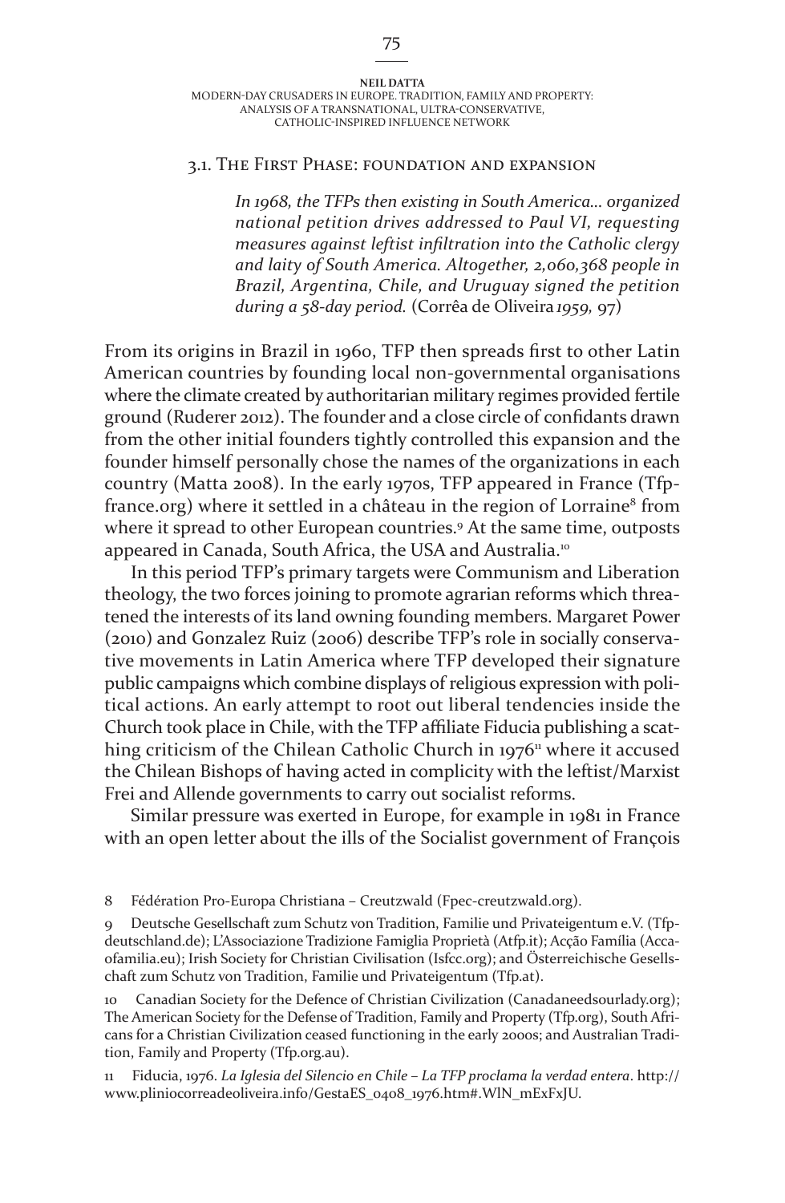### 3.1. The First Phase: foundation and expansion

> *In 1968, the TFPs then existing in South America... organized national petition drives addressed to Paul VI, requesting measures against leftist infiltration into the Catholic clergy and laity of South America. Altogether, 2,060,368 people in Brazil, Argentina, Chile, and Uruguay signed the petition during a 58-day period.* (Corrêa de Oliveira *1959,* 97)

From its origins in Brazil in 1960, TFP then spreads first to other Latin American countries by founding local non-governmental organisations where the climate created by authoritarian military regimes provided fertile ground (Ruderer 2012). The founder and a close circle of confidants drawn from the other initial founders tightly controlled this expansion and the founder himself personally chose the names of the organizations in each country (Matta 2008). In the early 1970s, TFP appeared in France (Tfp-france.org) where it settled in a château in the region of Lorraine[8] from where it spread to other European countries.[9] At the same time, outposts appeared in Canada, South Africa, the USA and Australia.[10]

In this period TFP's primary targets were Communism and Liberation theology, the two forces joining to promote agrarian reforms which threatened the interests of its land owning founding members. Margaret Power (2010) and Gonzalez Ruiz (2006) describe TFP's role in socially conservative movements in Latin America where TFP developed their signature public campaigns which combine displays of religious expression with political actions. An early attempt to root out liberal tendencies inside the Church took place in Chile, with the TFP affiliate Fiducia publishing a scathing criticism of the Chilean Catholic Church in 1976[11] where it accused the Chilean Bishops of having acted in complicity with the leftist/Marxist Frei and Allende governments to carry out socialist reforms.

Similar pressure was exerted in Europe, for example in 1981 in France with an open letter about the ills of the Socialist government of François

---

8 Fédération Pro-Europa Christiana – Creutzwald (Fpec-creutzwald.org).

9 Deutsche Gesellschaft zum Schutz von Tradition, Familie und Privateigentum e.V. (Tfp-deutschland.de); L'Associazione Tradizione Famiglia Proprietà (Atfp.it); Acção Família (Accaofamilia.eu); Irish Society for Christian Civilisation (Isfcc.org); and Österreichische Gesellschaft zum Schutz von Tradition, Familie und Privateigentum (Tfp.at).

10 Canadian Society for the Defence of Christian Civilization (Canadaneedsourlady.org); The American Society for the Defense of Tradition, Family and Property (Tfp.org), South Africans for a Christian Civilization ceased functioning in the early 2000s; and Australian Tradition, Family and Property (Tfp.org.au).

11 Fiducia, 1976. *La Iglesia del Silencio en Chile – La TFP proclama la verdad entera*. http://www.pliniocorreadeoliveira.info/GestaES_0408_1976.htm#.WlN_mExFxJU.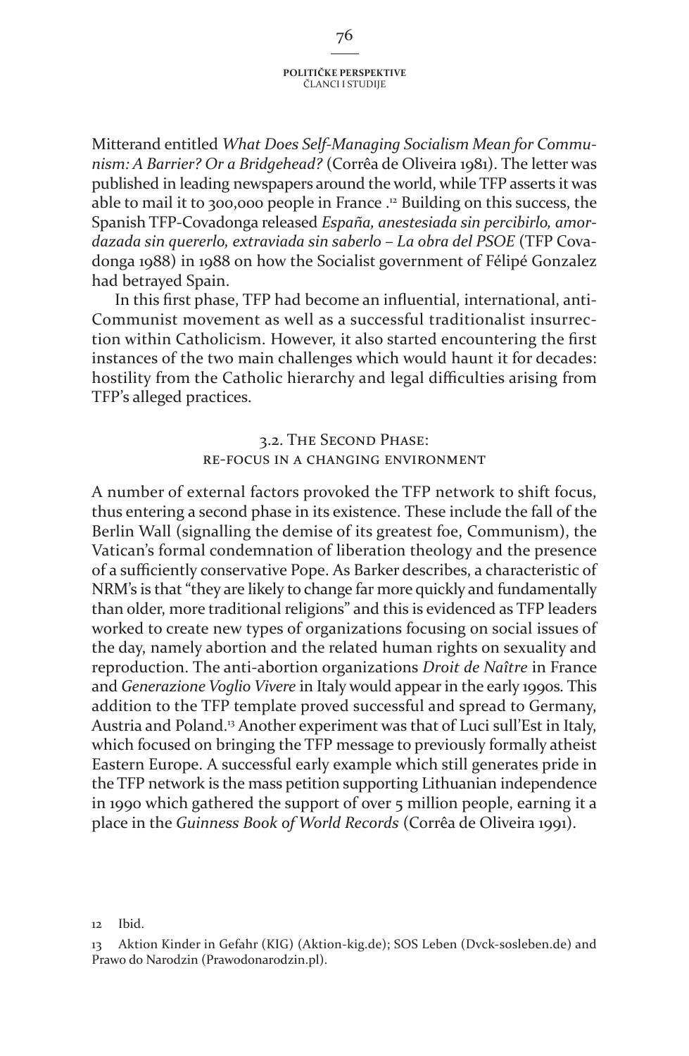Mitterand entitled *What Does Self-Managing Socialism Mean for Communism: A Barrier? Or a Bridgehead?* (Corrêa de Oliveira 1981). The letter was published in leading newspapers around the world, while TFP asserts it was able to mail it to 300,000 people in France .[12] Building on this success, the Spanish TFP-Covadonga released *España, anestesiada sin percibirlo, amordazada sin quererlo, extraviada sin saberlo – La obra del PSOE* (TFP Covadonga 1988) in 1988 on how the Socialist government of Félipé Gonzalez had betrayed Spain.

In this first phase, TFP had become an influential, international, anti-Communist movement as well as a successful traditionalist insurrection within Catholicism. However, it also started encountering the first instances of the two main challenges which would haunt it for decades: hostility from the Catholic hierarchy and legal difficulties arising from TFP's alleged practices.

### 3.2. The Second Phase: re-focus in a changing environment

A number of external factors provoked the TFP network to shift focus, thus entering a second phase in its existence. These include the fall of the Berlin Wall (signalling the demise of its greatest foe, Communism), the Vatican's formal condemnation of liberation theology and the presence of a sufficiently conservative Pope. As Barker describes, a characteristic of NRM's is that "they are likely to change far more quickly and fundamentally than older, more traditional religions" and this is evidenced as TFP leaders worked to create new types of organizations focusing on social issues of the day, namely abortion and the related human rights on sexuality and reproduction. The anti-abortion organizations *Droit de Naître* in France and *Generazione Voglio Vivere* in Italy would appear in the early 1990s. This addition to the TFP template proved successful and spread to Germany, Austria and Poland.[13] Another experiment was that of Luci sull'Est in Italy, which focused on bringing the TFP message to previously formally atheist Eastern Europe. A successful early example which still generates pride in the TFP network is the mass petition supporting Lithuanian independence in 1990 which gathered the support of over 5 million people, earning it a place in the *Guinness Book of World Records* (Corrêa de Oliveira 1991).

12 Ibid.

13 Aktion Kinder in Gefahr (KIG) (Aktion-kig.de); SOS Leben (Dvck-sosleben.de) and Prawo do Narodzin (Prawodonarodzin.pl).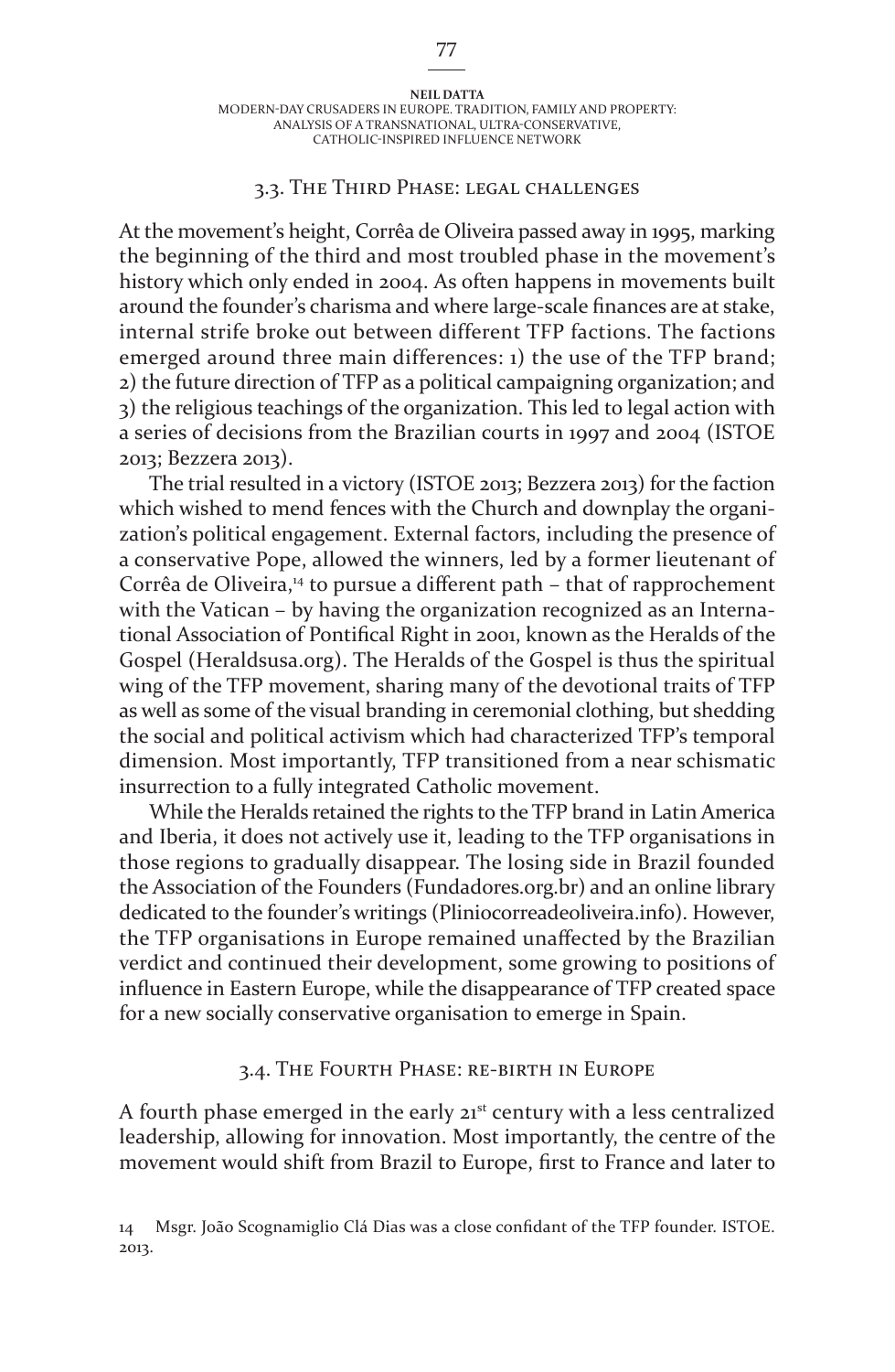### 3.3. The Third Phase: legal challenges

At the movement's height, Corrêa de Oliveira passed away in 1995, marking the beginning of the third and most troubled phase in the movement's history which only ended in 2004. As often happens in movements built around the founder's charisma and where large-scale finances are at stake, internal strife broke out between different TFP factions. The factions emerged around three main differences: 1) the use of the TFP brand; 2) the future direction of TFP as a political campaigning organization; and 3) the religious teachings of the organization. This led to legal action with a series of decisions from the Brazilian courts in 1997 and 2004 (ISTOE 2013; Bezzera 2013).

The trial resulted in a victory (ISTOE 2013; Bezzera 2013) for the faction which wished to mend fences with the Church and downplay the organization's political engagement. External factors, including the presence of a conservative Pope, allowed the winners, led by a former lieutenant of Corrêa de Oliveira,[14] to pursue a different path – that of rapprochement with the Vatican – by having the organization recognized as an International Association of Pontifical Right in 2001, known as the Heralds of the Gospel (Heraldsusa.org). The Heralds of the Gospel is thus the spiritual wing of the TFP movement, sharing many of the devotional traits of TFP as well as some of the visual branding in ceremonial clothing, but shedding the social and political activism which had characterized TFP's temporal dimension. Most importantly, TFP transitioned from a near schismatic insurrection to a fully integrated Catholic movement.

While the Heralds retained the rights to the TFP brand in Latin America and Iberia, it does not actively use it, leading to the TFP organisations in those regions to gradually disappear. The losing side in Brazil founded the Association of the Founders (Fundadores.org.br) and an online library dedicated to the founder's writings (Pliniocorreadeoliveira.info). However, the TFP organisations in Europe remained unaffected by the Brazilian verdict and continued their development, some growing to positions of influence in Eastern Europe, while the disappearance of TFP created space for a new socially conservative organisation to emerge in Spain.

### 3.4. The Fourth Phase: re-birth in Europe

A fourth phase emerged in the early 21st century with a less centralized leadership, allowing for innovation. Most importantly, the centre of the movement would shift from Brazil to Europe, first to France and later to

14 Msgr. João Scognamiglio Clá Dias was a close confidant of the TFP founder. ISTOE. 2013.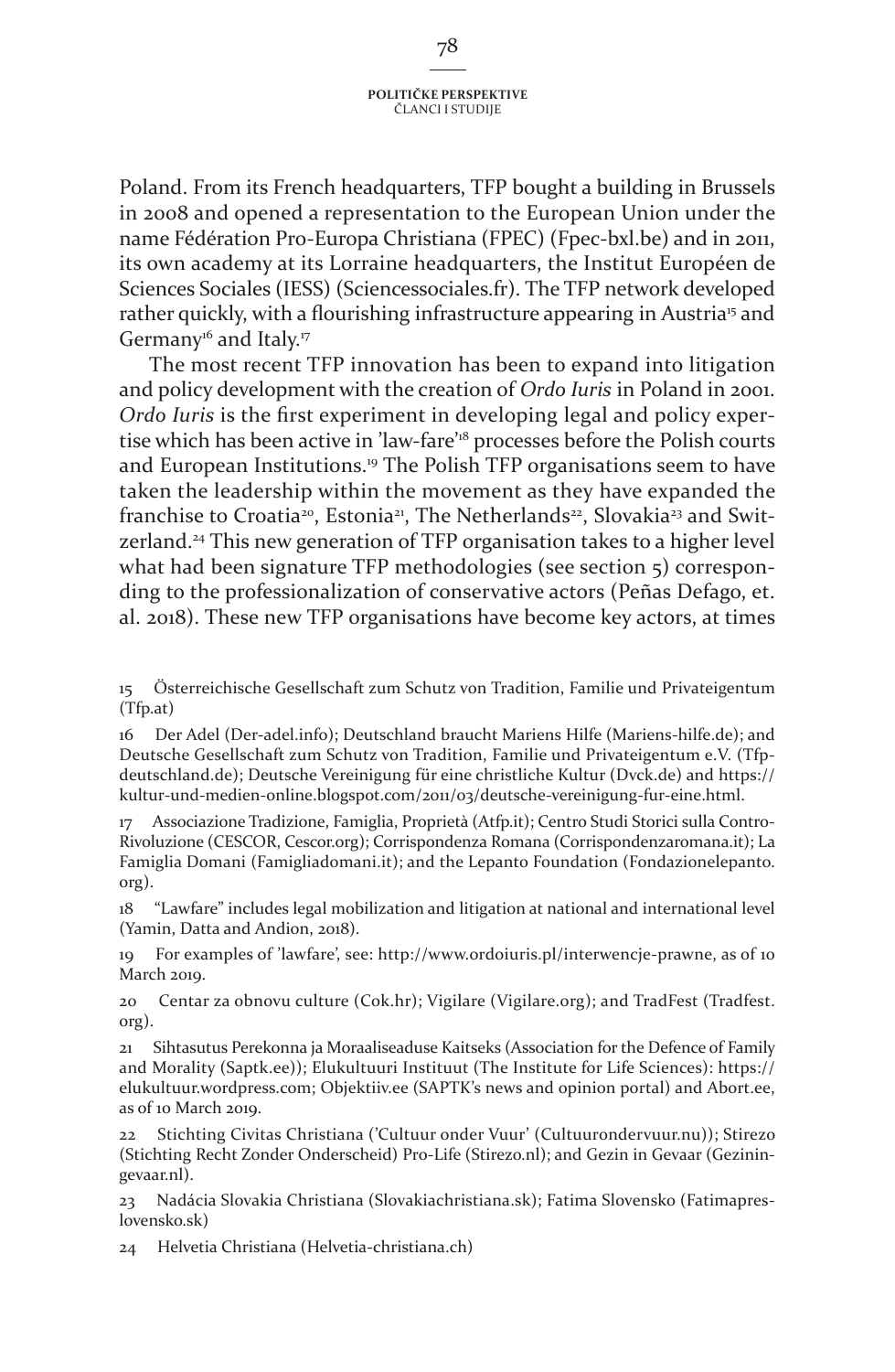Poland. From its French headquarters, TFP bought a building in Brussels in 2008 and opened a representation to the European Union under the name Fédération Pro-Europa Christiana (FPEC) (Fpec-bxl.be) and in 2011, its own academy at its Lorraine headquarters, the Institut Européen de Sciences Sociales (IESS) (Sciencessociales.fr). The TFP network developed rather quickly, with a flourishing infrastructure appearing in Austria[15] and Germany[16] and Italy.[17]

The most recent TFP innovation has been to expand into litigation and policy development with the creation of *Ordo Iuris* in Poland in 2001. *Ordo Iuris* is the first experiment in developing legal and policy expertise which has been active in 'law-fare'[18] processes before the Polish courts and European Institutions.[19] The Polish TFP organisations seem to have taken the leadership within the movement as they have expanded the franchise to Croatia[20], Estonia[21], The Netherlands[22], Slovakia[23] and Switzerland.[24] This new generation of TFP organisation takes to a higher level what had been signature TFP methodologies (see section 5) corresponding to the professionalization of conservative actors (Peñas Defago, et. al. 2018). These new TFP organisations have become key actors, at times

15 Österreichische Gesellschaft zum Schutz von Tradition, Familie und Privateigentum (Tfp.at)

16 Der Adel (Der-adel.info); Deutschland braucht Mariens Hilfe (Mariens-hilfe.de); and Deutsche Gesellschaft zum Schutz von Tradition, Familie und Privateigentum e.V. (Tfp-deutschland.de); Deutsche Vereinigung für eine christliche Kultur (Dvck.de) and https://kultur-und-medien-online.blogspot.com/2011/03/deutsche-vereinigung-fur-eine.html.

17 Associazione Tradizione, Famiglia, Proprietà (Atfp.it); Centro Studi Storici sulla Contro-Rivoluzione (CESCOR, Cescor.org); Corrispondenza Romana (Corrispondenzaromana.it); La Famiglia Domani (Famigliadomani.it); and the Lepanto Foundation (Fondazionelepanto.org).

18 "Lawfare" includes legal mobilization and litigation at national and international level (Yamin, Datta and Andion, 2018).

19 For examples of 'lawfare', see: http://www.ordoiuris.pl/interwencje-prawne, as of 10 March 2019.

20 Centar za obnovu culture (Cok.hr); Vigilare (Vigilare.org); and TradFest (Tradfest.org).

21 Sihtasutus Perekonna ja Moraaliseaduse Kaitseks (Association for the Defence of Family and Morality (Saptk.ee)); Elukultuuri Instituut (The Institute for Life Sciences): https://elukultuur.wordpress.com; Objektiiv.ee (SAPTK's news and opinion portal) and Abort.ee, as of 10 March 2019.

22 Stichting Civitas Christiana ('Cultuur onder Vuur' (Cultuurondervuur.nu)); Stirezo (Stichting Recht Zonder Onderscheid) Pro-Life (Stirezo.nl); and Gezin in Gevaar (Geziningevaar.nl).

23 Nadácia Slovakia Christiana (Slovakiachristiana.sk); Fatima Slovensko (Fatimapreslovensko.sk)

24 Helvetia Christiana (Helvetia-christiana.ch)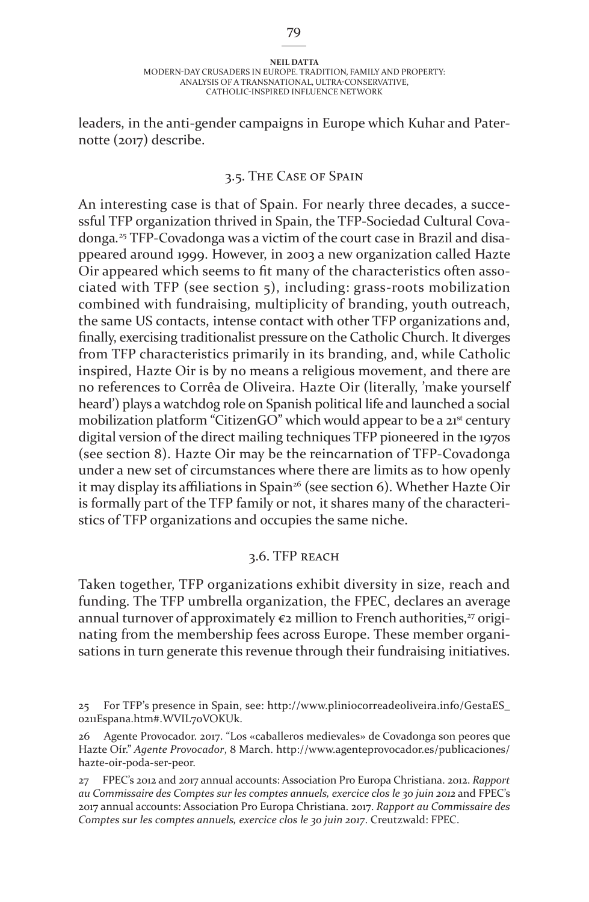leaders, in the anti-gender campaigns in Europe which Kuhar and Paternotte (2017) describe.

### 3.5. The Case of Spain

An interesting case is that of Spain. For nearly three decades, a successful TFP organization thrived in Spain, the TFP-Sociedad Cultural Covadonga.[25] TFP-Covadonga was a victim of the court case in Brazil and disappeared around 1999. However, in 2003 a new organization called Hazte Oir appeared which seems to fit many of the characteristics often associated with TFP (see section 5), including: grass-roots mobilization combined with fundraising, multiplicity of branding, youth outreach, the same US contacts, intense contact with other TFP organizations and, finally, exercising traditionalist pressure on the Catholic Church. It diverges from TFP characteristics primarily in its branding, and, while Catholic inspired, Hazte Oir is by no means a religious movement, and there are no references to Corrêa de Oliveira. Hazte Oir (literally, 'make yourself heard') plays a watchdog role on Spanish political life and launched a social mobilization platform "CitizenGO" which would appear to be a 21st century digital version of the direct mailing techniques TFP pioneered in the 1970s (see section 8). Hazte Oir may be the reincarnation of TFP-Covadonga under a new set of circumstances where there are limits as to how openly it may display its affiliations in Spain[26] (see section 6). Whether Hazte Oir is formally part of the TFP family or not, it shares many of the characteristics of TFP organizations and occupies the same niche.

### 3.6. TFP reach

Taken together, TFP organizations exhibit diversity in size, reach and funding. The TFP umbrella organization, the FPEC, declares an average annual turnover of approximately €2 million to French authorities,[27] originating from the membership fees across Europe. These member organisations in turn generate this revenue through their fundraising initiatives.

---

25 For TFP's presence in Spain, see: http://www.pliniocorreadeoliveira.info/GestaES_0211Espana.htm#.WVIL70VOKUk.

26 Agente Provocador. 2017. "Los «caballeros medievales» de Covadonga son peores que Hazte Oír." *Agente Provocador*, 8 March. http://www.agenteprovocador.es/publicaciones/hazte-oir-poda-ser-peor.

27 FPEC's 2012 and 2017 annual accounts: Association Pro Europa Christiana. 2012. *Rapport au Commissaire des Comptes sur les comptes annuels, exercice clos le 30 juin 2012* and FPEC's 2017 annual accounts: Association Pro Europa Christiana. 2017. *Rapport au Commissaire des Comptes sur les comptes annuels, exercice clos le 30 juin 2017*. Creutzwald: FPEC.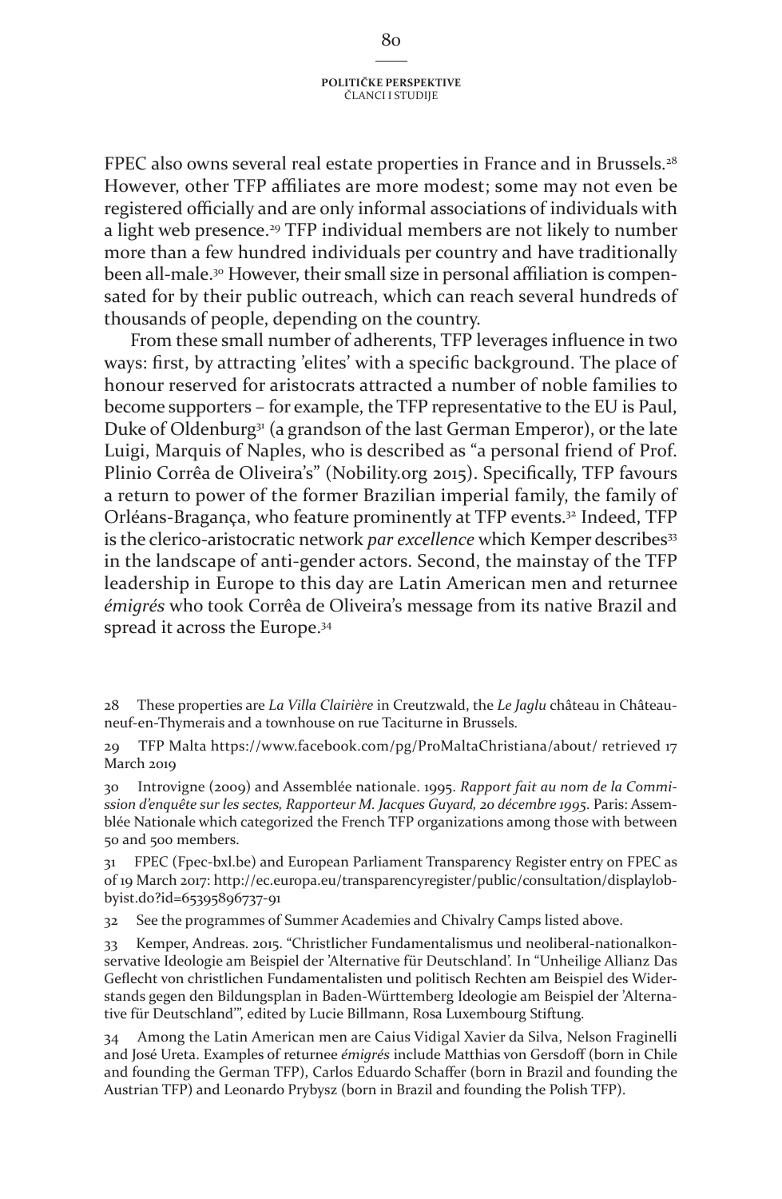FPEC also owns several real estate properties in France and in Brussels.[28] However, other TFP affiliates are more modest; some may not even be registered officially and are only informal associations of individuals with a light web presence.[29] TFP individual members are not likely to number more than a few hundred individuals per country and have traditionally been all-male.[30] However, their small size in personal affiliation is compensated for by their public outreach, which can reach several hundreds of thousands of people, depending on the country.

From these small number of adherents, TFP leverages influence in two ways: first, by attracting 'elites' with a specific background. The place of honour reserved for aristocrats attracted a number of noble families to become supporters – for example, the TFP representative to the EU is Paul, Duke of Oldenburg[31] (a grandson of the last German Emperor), or the late Luigi, Marquis of Naples, who is described as "a personal friend of Prof. Plinio Corrêa de Oliveira's" (Nobility.org 2015). Specifically, TFP favours a return to power of the former Brazilian imperial family, the family of Orléans-Bragança, who feature prominently at TFP events.[32] Indeed, TFP is the clerico-aristocratic network *par excellence* which Kemper describes[33] in the landscape of anti-gender actors. Second, the mainstay of the TFP leadership in Europe to this day are Latin American men and returnee *émigrés* who took Corrêa de Oliveira's message from its native Brazil and spread it across the Europe.[34]

28 These properties are *La Villa Clairière* in Creutzwald, the *Le Jaglu* château in Châteauneuf-en-Thymerais and a townhouse on rue Taciturne in Brussels.

29 TFP Malta https://www.facebook.com/pg/ProMaltaChristiana/about/ retrieved 17 March 2019

30 Introvigne (2009) and Assemblée nationale. 1995. *Rapport fait au nom de la Commission d'enquête sur les sectes, Rapporteur M. Jacques Guyard, 20 décembre 1995.* Paris: Assemblée Nationale which categorized the French TFP organizations among those with between 50 and 500 members.

31 FPEC (Fpec-bxl.be) and European Parliament Transparency Register entry on FPEC as of 19 March 2017: http://ec.europa.eu/transparencyregister/public/consultation/displaylobbyist.do?id=65395896737-91

32 See the programmes of Summer Academies and Chivalry Camps listed above.

33 Kemper, Andreas. 2015. "Christlicher Fundamentalismus und neoliberal-nationalkonservative Ideologie am Beispiel der 'Alternative für Deutschland'. In "Unheilige Allianz Das Geflecht von christlichen Fundamentalisten und politisch Rechten am Beispiel des Widerstands gegen den Bildungsplan in Baden-Württemberg Ideologie am Beispiel der 'Alternative für Deutschland'", edited by Lucie Billmann, Rosa Luxembourg Stiftung.

34 Among the Latin American men are Caius Vidigal Xavier da Silva, Nelson Fraginelli and José Ureta. Examples of returnee *émigrés* include Matthias von Gersdoff (born in Chile and founding the German TFP), Carlos Eduardo Schaffer (born in Brazil and founding the Austrian TFP) and Leonardo Prybysz (born in Brazil and founding the Polish TFP).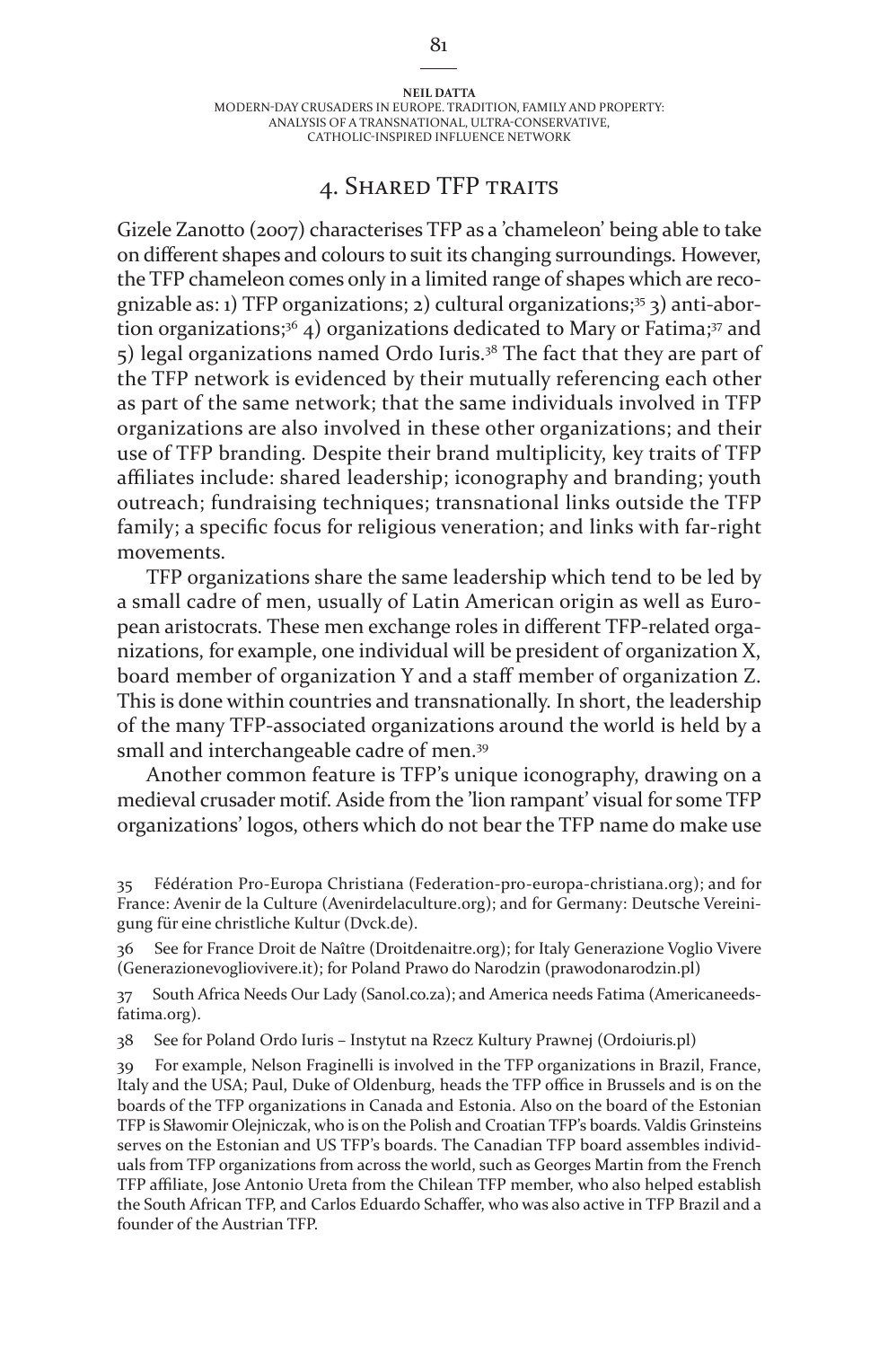## 4. Shared TFP traits

Gizele Zanotto (2007) characterises TFP as a 'chameleon' being able to take on different shapes and colours to suit its changing surroundings. However, the TFP chameleon comes only in a limited range of shapes which are recognizable as: 1) TFP organizations; 2) cultural organizations;[35] 3) anti-abortion organizations;[36] 4) organizations dedicated to Mary or Fatima;[37] and 5) legal organizations named Ordo Iuris.[38] The fact that they are part of the TFP network is evidenced by their mutually referencing each other as part of the same network; that the same individuals involved in TFP organizations are also involved in these other organizations; and their use of TFP branding. Despite their brand multiplicity, key traits of TFP affiliates include: shared leadership; iconography and branding; youth outreach; fundraising techniques; transnational links outside the TFP family; a specific focus for religious veneration; and links with far-right movements.

TFP organizations share the same leadership which tend to be led by a small cadre of men, usually of Latin American origin as well as European aristocrats. These men exchange roles in different TFP-related organizations, for example, one individual will be president of organization X, board member of organization Y and a staff member of organization Z. This is done within countries and transnationally. In short, the leadership of the many TFP-associated organizations around the world is held by a small and interchangeable cadre of men.[39]

Another common feature is TFP's unique iconography, drawing on a medieval crusader motif. Aside from the 'lion rampant' visual for some TFP organizations' logos, others which do not bear the TFP name do make use

35 Fédération Pro-Europa Christiana (Federation-pro-europa-christiana.org); and for France: Avenir de la Culture (Avenirdelaculture.org); and for Germany: Deutsche Vereinigung für eine christliche Kultur (Dvck.de).

36 See for France Droit de Naître (Droitdenaitre.org); for Italy Generazione Voglio Vivere (Generazionevogliovivere.it); for Poland Prawo do Narodzin (prawodonarodzin.pl)

37 South Africa Needs Our Lady (Sanol.co.za); and America needs Fatima (Americaneedsfatima.org).

38 See for Poland Ordo Iuris – Instytut na Rzecz Kultury Prawnej (Ordoiuris.pl)

39 For example, Nelson Fraginelli is involved in the TFP organizations in Brazil, France, Italy and the USA; Paul, Duke of Oldenburg, heads the TFP office in Brussels and is on the boards of the TFP organizations in Canada and Estonia. Also on the board of the Estonian TFP is Sławomir Olejniczak, who is on the Polish and Croatian TFP's boards. Valdis Grinsteins serves on the Estonian and US TFP's boards. The Canadian TFP board assembles individuals from TFP organizations from across the world, such as Georges Martin from the French TFP affiliate, Jose Antonio Ureta from the Chilean TFP member, who also helped establish the South African TFP, and Carlos Eduardo Schaffer, who was also active in TFP Brazil and a founder of the Austrian TFP.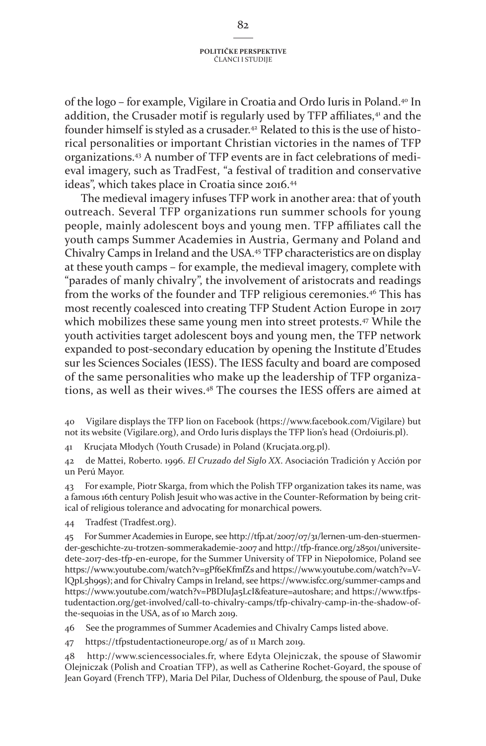of the logo – for example, Vigilare in Croatia and Ordo Iuris in Poland.[40] In addition, the Crusader motif is regularly used by TFP affiliates,[41] and the founder himself is styled as a crusader.[42] Related to this is the use of historical personalities or important Christian victories in the names of TFP organizations.[43] A number of TFP events are in fact celebrations of medieval imagery, such as TradFest, "a festival of tradition and conservative ideas", which takes place in Croatia since 2016.[44]

The medieval imagery infuses TFP work in another area: that of youth outreach. Several TFP organizations run summer schools for young people, mainly adolescent boys and young men. TFP affiliates call the youth camps Summer Academies in Austria, Germany and Poland and Chivalry Camps in Ireland and the USA.[45] TFP characteristics are on display at these youth camps – for example, the medieval imagery, complete with "parades of manly chivalry", the involvement of aristocrats and readings from the works of the founder and TFP religious ceremonies.[46] This has most recently coalesced into creating TFP Student Action Europe in 2017 which mobilizes these same young men into street protests.[47] While the youth activities target adolescent boys and young men, the TFP network expanded to post-secondary education by opening the Institute d'Etudes sur les Sciences Sociales (IESS). The IESS faculty and board are composed of the same personalities who make up the leadership of TFP organizations, as well as their wives.[48] The courses the IESS offers are aimed at

40 Vigilare displays the TFP lion on Facebook (https://www.facebook.com/Vigilare) but not its website (Vigilare.org), and Ordo Iuris displays the TFP lion's head (Ordoiuris.pl).

41 Krucjata Młodych (Youth Crusade) in Poland (Krucjata.org.pl).

42 de Mattei, Roberto. 1996. *El Cruzado del Siglo XX*. Asociación Tradición y Acción por un Perú Mayor.

43 For example, Piotr Skarga, from which the Polish TFP organization takes its name, was a famous 16th century Polish Jesuit who was active in the Counter-Reformation by being critical of religious tolerance and advocating for monarchical powers.

44 Tradfest (Tradfest.org).

45 For Summer Academies in Europe, see http://tfp.at/2007/07/31/lernen-um-den-stuermender-geschichte-zu-trotzen-sommerakademie-2007 and http://tfp-france.org/28501/universitedete-2017-des-tfp-en-europe, for the Summer University of TFP in Niepołomice, Poland see https://www.youtube.com/watch?v=gPf6eKfmfZs and https://www.youtube.com/watch?v=V-lQpL5h99s); and for Chivalry Camps in Ireland, see https://www.isfcc.org/summer-camps and https://www.youtube.com/watch?v=PBDIuJa5LcI&feature=autoshare; and https://www.tfpstudentaction.org/get-involved/call-to-chivalry-camps/tfp-chivalry-camp-in-the-shadow-of-the-sequoias in the USA, as of 10 March 2019.

46 See the programmes of Summer Academies and Chivalry Camps listed above.

47 https://tfpstudentactioneurope.org/ as of 11 March 2019.

48 http://www.sciencessociales.fr, where Edyta Olejniczak, the spouse of Sławomir Olejniczak (Polish and Croatian TFP), as well as Catherine Rochet-Goyard, the spouse of Jean Goyard (French TFP), Maria Del Pilar, Duchess of Oldenburg, the spouse of Paul, Duke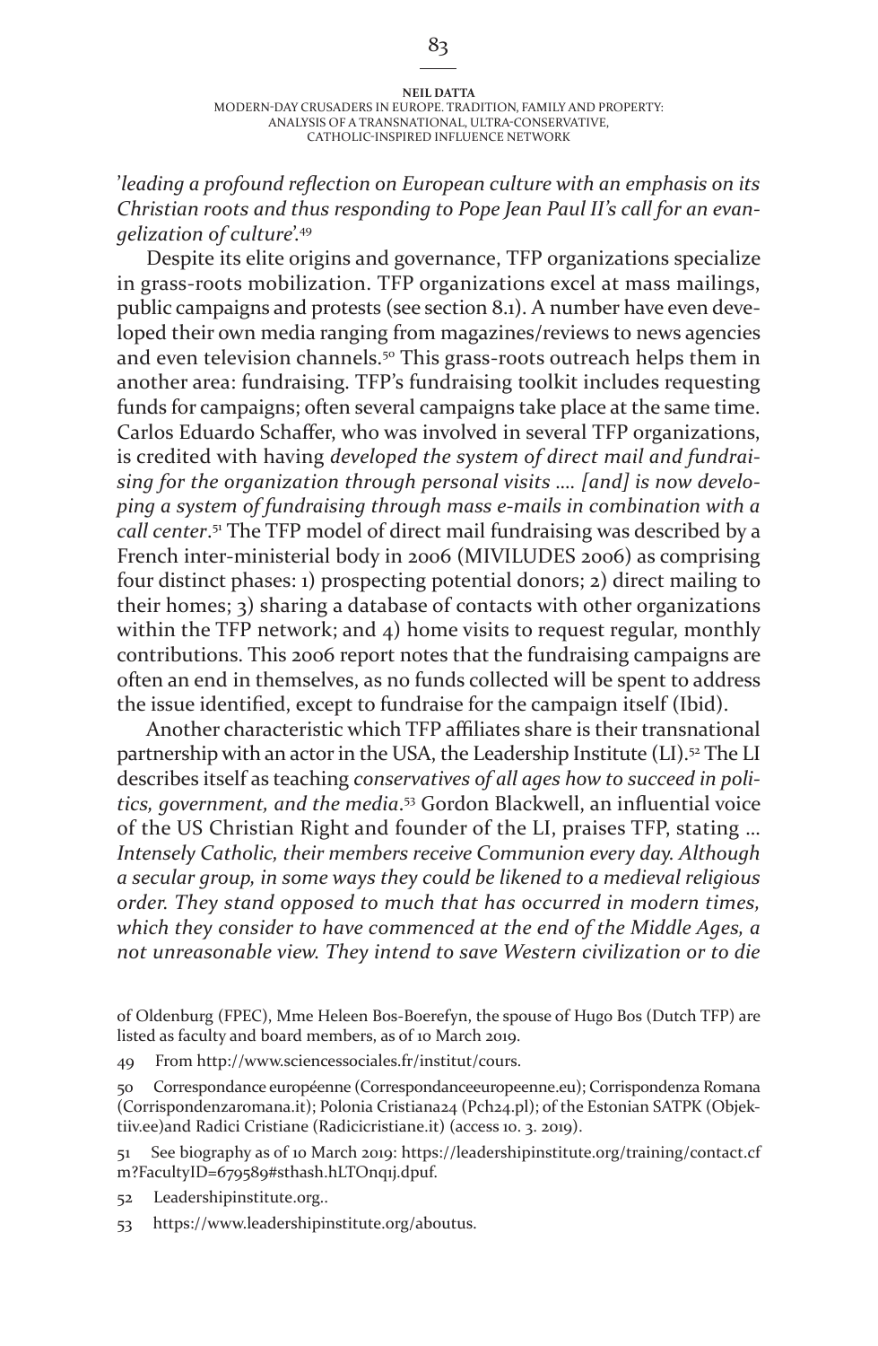'*leading a profound reflection on European culture with an emphasis on its Christian roots and thus responding to Pope Jean Paul II's call for an evangelization of culture*'.[49]

Despite its elite origins and governance, TFP organizations specialize in grass-roots mobilization. TFP organizations excel at mass mailings, public campaigns and protests (see section 8.1). A number have even developed their own media ranging from magazines/reviews to news agencies and even television channels.[50] This grass-roots outreach helps them in another area: fundraising. TFP's fundraising toolkit includes requesting funds for campaigns; often several campaigns take place at the same time. Carlos Eduardo Schaffer, who was involved in several TFP organizations, is credited with having *developed the system of direct mail and fundraising for the organization through personal visits .... [and] is now developing a system of fundraising through mass e-mails in combination with a call center*.[51] The TFP model of direct mail fundraising was described by a French inter-ministerial body in 2006 (MIVILUDES 2006) as comprising four distinct phases: 1) prospecting potential donors; 2) direct mailing to their homes; 3) sharing a database of contacts with other organizations within the TFP network; and 4) home visits to request regular, monthly contributions. This 2006 report notes that the fundraising campaigns are often an end in themselves, as no funds collected will be spent to address the issue identified, except to fundraise for the campaign itself (Ibid).

Another characteristic which TFP affiliates share is their transnational partnership with an actor in the USA, the Leadership Institute (LI).[52] The LI describes itself as teaching *conservatives of all ages how to succeed in politics, government, and the media*.[53] Gordon Blackwell, an influential voice of the US Christian Right and founder of the LI, praises TFP, stating ... *Intensely Catholic, their members receive Communion every day. Although a secular group, in some ways they could be likened to a medieval religious order. They stand opposed to much that has occurred in modern times, which they consider to have commenced at the end of the Middle Ages, a not unreasonable view. They intend to save Western civilization or to die*

of Oldenburg (FPEC), Mme Heleen Bos-Boerefyn, the spouse of Hugo Bos (Dutch TFP) are listed as faculty and board members, as of 10 March 2019.

49 From http://www.sciencessociales.fr/institut/cours.

50 Correspondance européenne (Correspondanceeuropeenne.eu); Corrispondenza Romana (Corrispondenzaromana.it); Polonia Cristiana24 (Pch24.pl); of the Estonian SATPK (Objektiiv.ee)and Radici Cristiane (Radicicristiane.it) (access 10. 3. 2019).

51 See biography as of 10 March 2019: https://leadershipinstitute.org/training/contact.cfm?FacultyID=679589#sthash.hLTOnq1j.dpuf.

52 Leadershipinstitute.org..

53 https://www.leadershipinstitute.org/aboutus.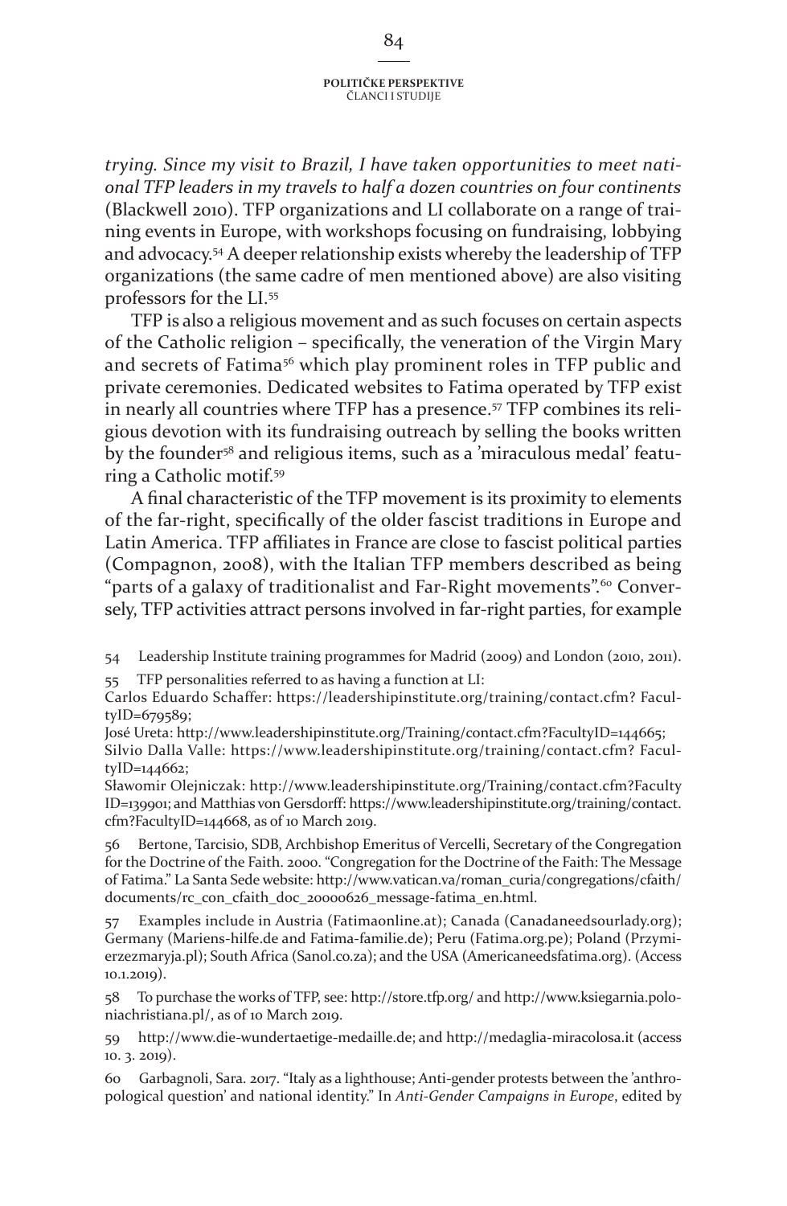*trying. Since my visit to Brazil, I have taken opportunities to meet national TFP leaders in my travels to half a dozen countries on four continents* (Blackwell 2010). TFP organizations and LI collaborate on a range of training events in Europe, with workshops focusing on fundraising, lobbying and advocacy.[54] A deeper relationship exists whereby the leadership of TFP organizations (the same cadre of men mentioned above) are also visiting professors for the LI.[55]

TFP is also a religious movement and as such focuses on certain aspects of the Catholic religion – specifically, the veneration of the Virgin Mary and secrets of Fatima[56] which play prominent roles in TFP public and private ceremonies. Dedicated websites to Fatima operated by TFP exist in nearly all countries where TFP has a presence.[57] TFP combines its religious devotion with its fundraising outreach by selling the books written by the founder[58] and religious items, such as a 'miraculous medal' featuring a Catholic motif.[59]

A final characteristic of the TFP movement is its proximity to elements of the far-right, specifically of the older fascist traditions in Europe and Latin America. TFP affiliates in France are close to fascist political parties (Compagnon, 2008), with the Italian TFP members described as being "parts of a galaxy of traditionalist and Far-Right movements".[60] Conversely, TFP activities attract persons involved in far-right parties, for example

---

54 Leadership Institute training programmes for Madrid (2009) and London (2010, 2011).

55 TFP personalities referred to as having a function at LI:
Carlos Eduardo Schaffer: https://leadershipinstitute.org/training/contact.cfm? FacultyID=679589;
José Ureta: http://www.leadershipinstitute.org/Training/contact.cfm?FacultyID=144665;
Silvio Dalla Valle: https://www.leadershipinstitute.org/training/contact.cfm? FacultyID=144662;
Sławomir Olejniczak: http://www.leadershipinstitute.org/Training/contact.cfm?Faculty ID=139901; and Matthias von Gersdorff: https://www.leadershipinstitute.org/training/contact.cfm?FacultyID=144668, as of 10 March 2019.

56 Bertone, Tarcisio, SDB, Archbishop Emeritus of Vercelli, Secretary of the Congregation for the Doctrine of the Faith. 2000. "Congregation for the Doctrine of the Faith: The Message of Fatima." La Santa Sede website: http://www.vatican.va/roman_curia/congregations/cfaith/documents/rc_con_cfaith_doc_20000626_message-fatima_en.html.

57 Examples include in Austria (Fatimaonline.at); Canada (Canadaneedsourlady.org); Germany (Mariens-hilfe.de and Fatima-familie.de); Peru (Fatima.org.pe); Poland (Przymierzezmaryja.pl); South Africa (Sanol.co.za); and the USA (Americaneedsfatima.org). (Access 10.1.2019).

58 To purchase the works of TFP, see: http://store.tfp.org/ and http://www.ksiegarnia.poloniachristiana.pl/, as of 10 March 2019.

59 http://www.die-wundertaetige-medaille.de; and http://medaglia-miracolosa.it (access 10. 3. 2019).

60 Garbagnoli, Sara. 2017. "Italy as a lighthouse; Anti-gender protests between the 'anthropological question' and national identity." In *Anti-Gender Campaigns in Europe*, edited by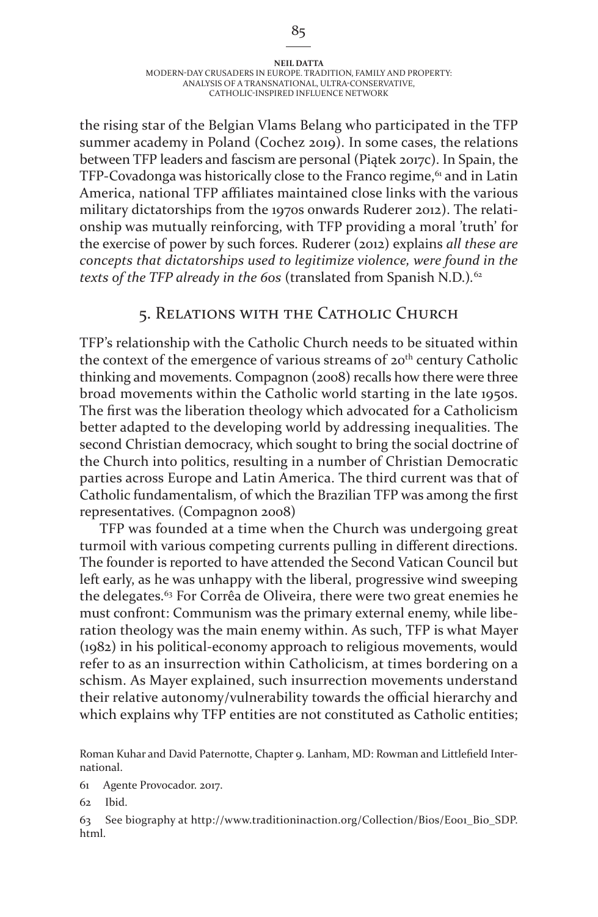the rising star of the Belgian Vlams Belang who participated in the TFP summer academy in Poland (Cochez 2019). In some cases, the relations between TFP leaders and fascism are personal (Piątek 2017c). In Spain, the TFP-Covadonga was historically close to the Franco regime,[61] and in Latin America, national TFP affiliates maintained close links with the various military dictatorships from the 1970s onwards Ruderer 2012). The relationship was mutually reinforcing, with TFP providing a moral 'truth' for the exercise of power by such forces. Ruderer (2012) explains *all these are concepts that dictatorships used to legitimize violence, were found in the texts of the TFP already in the 60s* (translated from Spanish N.D.).[62]

## 5. Relations with the Catholic Church

TFP's relationship with the Catholic Church needs to be situated within the context of the emergence of various streams of 20th century Catholic thinking and movements. Compagnon (2008) recalls how there were three broad movements within the Catholic world starting in the late 1950s. The first was the liberation theology which advocated for a Catholicism better adapted to the developing world by addressing inequalities. The second Christian democracy, which sought to bring the social doctrine of the Church into politics, resulting in a number of Christian Democratic parties across Europe and Latin America. The third current was that of Catholic fundamentalism, of which the Brazilian TFP was among the first representatives. (Compagnon 2008)

TFP was founded at a time when the Church was undergoing great turmoil with various competing currents pulling in different directions. The founder is reported to have attended the Second Vatican Council but left early, as he was unhappy with the liberal, progressive wind sweeping the delegates.[63] For Corrêa de Oliveira, there were two great enemies he must confront: Communism was the primary external enemy, while liberation theology was the main enemy within. As such, TFP is what Mayer (1982) in his political-economy approach to religious movements, would refer to as an insurrection within Catholicism, at times bordering on a schism. As Mayer explained, such insurrection movements understand their relative autonomy/vulnerability towards the official hierarchy and which explains why TFP entities are not constituted as Catholic entities;

Roman Kuhar and David Paternotte, Chapter 9. Lanham, MD: Rowman and Littlefield International.

61 Agente Provocador. 2017.

62 Ibid.

63 See biography at http://www.traditioninaction.org/Collection/Bios/E001_Bio_SDP.html.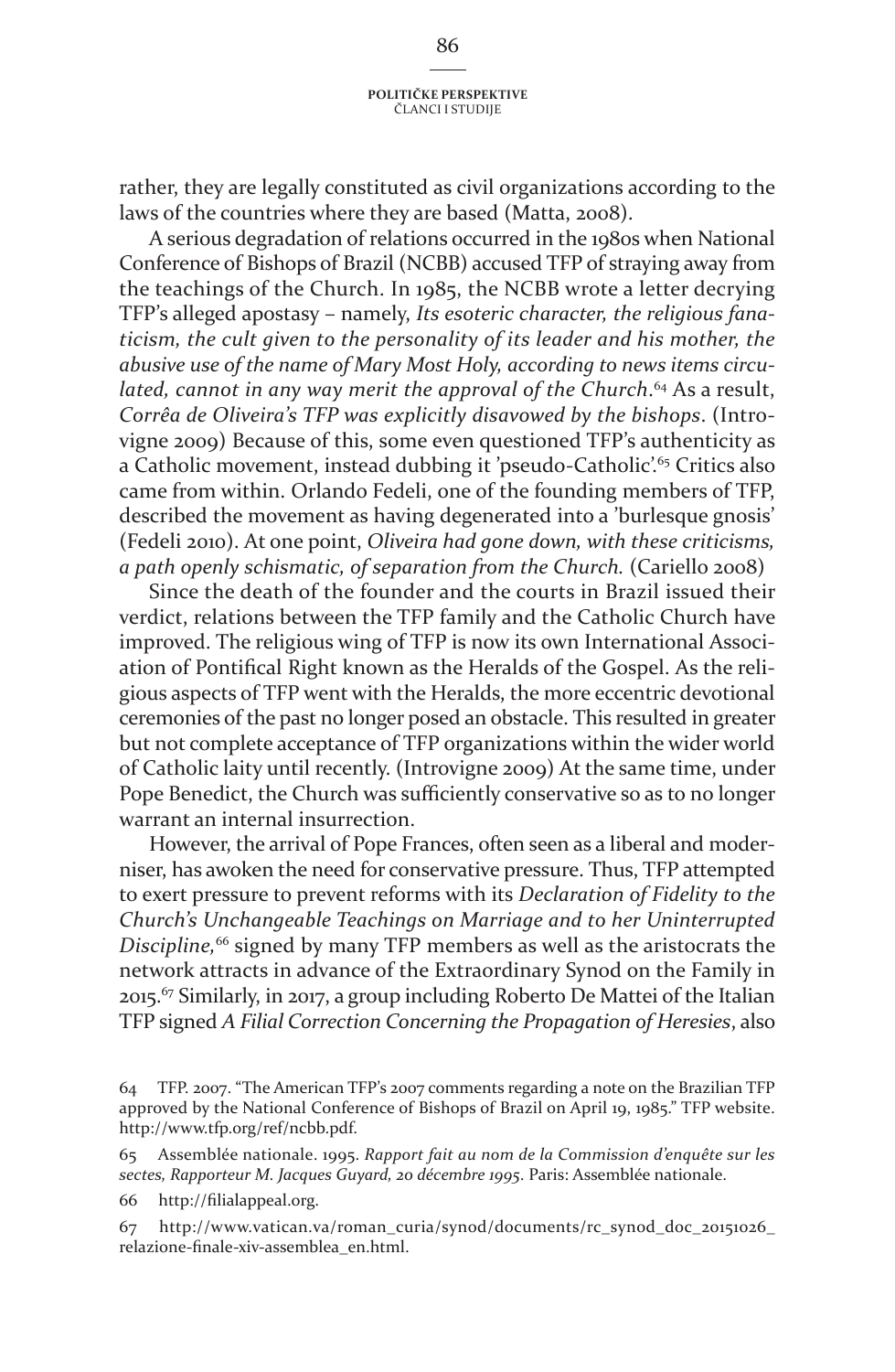rather, they are legally constituted as civil organizations according to the laws of the countries where they are based (Matta, 2008).

A serious degradation of relations occurred in the 1980s when National Conference of Bishops of Brazil (NCBB) accused TFP of straying away from the teachings of the Church. In 1985, the NCBB wrote a letter decrying TFP's alleged apostasy – namely, *Its esoteric character, the religious fanaticism, the cult given to the personality of its leader and his mother, the abusive use of the name of Mary Most Holy, according to news items circulated, cannot in any way merit the approval of the Church*.[64] As a result, *Corrêa de Oliveira's TFP was explicitly disavowed by the bishops*. (Introvigne 2009) Because of this, some even questioned TFP's authenticity as a Catholic movement, instead dubbing it 'pseudo-Catholic'.[65] Critics also came from within. Orlando Fedeli, one of the founding members of TFP, described the movement as having degenerated into a 'burlesque gnosis' (Fedeli 2010). At one point, *Oliveira had gone down, with these criticisms, a path openly schismatic, of separation from the Church.* (Cariello 2008)

Since the death of the founder and the courts in Brazil issued their verdict, relations between the TFP family and the Catholic Church have improved. The religious wing of TFP is now its own International Association of Pontifical Right known as the Heralds of the Gospel. As the religious aspects of TFP went with the Heralds, the more eccentric devotional ceremonies of the past no longer posed an obstacle. This resulted in greater but not complete acceptance of TFP organizations within the wider world of Catholic laity until recently. (Introvigne 2009) At the same time, under Pope Benedict, the Church was sufficiently conservative so as to no longer warrant an internal insurrection.

However, the arrival of Pope Frances, often seen as a liberal and moderniser, has awoken the need for conservative pressure. Thus, TFP attempted to exert pressure to prevent reforms with its *Declaration of Fidelity to the Church's Unchangeable Teachings on Marriage and to her Uninterrupted Discipline,*[66] signed by many TFP members as well as the aristocrats the network attracts in advance of the Extraordinary Synod on the Family in 2015.[67] Similarly, in 2017, a group including Roberto De Mattei of the Italian TFP signed *A Filial Correction Concerning the Propagation of Heresies*, also

---

64 TFP. 2007. "The American TFP's 2007 comments regarding a note on the Brazilian TFP approved by the National Conference of Bishops of Brazil on April 19, 1985." TFP website. http://www.tfp.org/ref/ncbb.pdf.

65 Assemblée nationale. 1995. *Rapport fait au nom de la Commission d'enquête sur les sectes, Rapporteur M. Jacques Guyard, 20 décembre 1995*. Paris: Assemblée nationale.

66 http://filialappeal.org.

67 http://www.vatican.va/roman_curia/synod/documents/rc_synod_doc_20151026_relazione-finale-xiv-assemblea_en.html.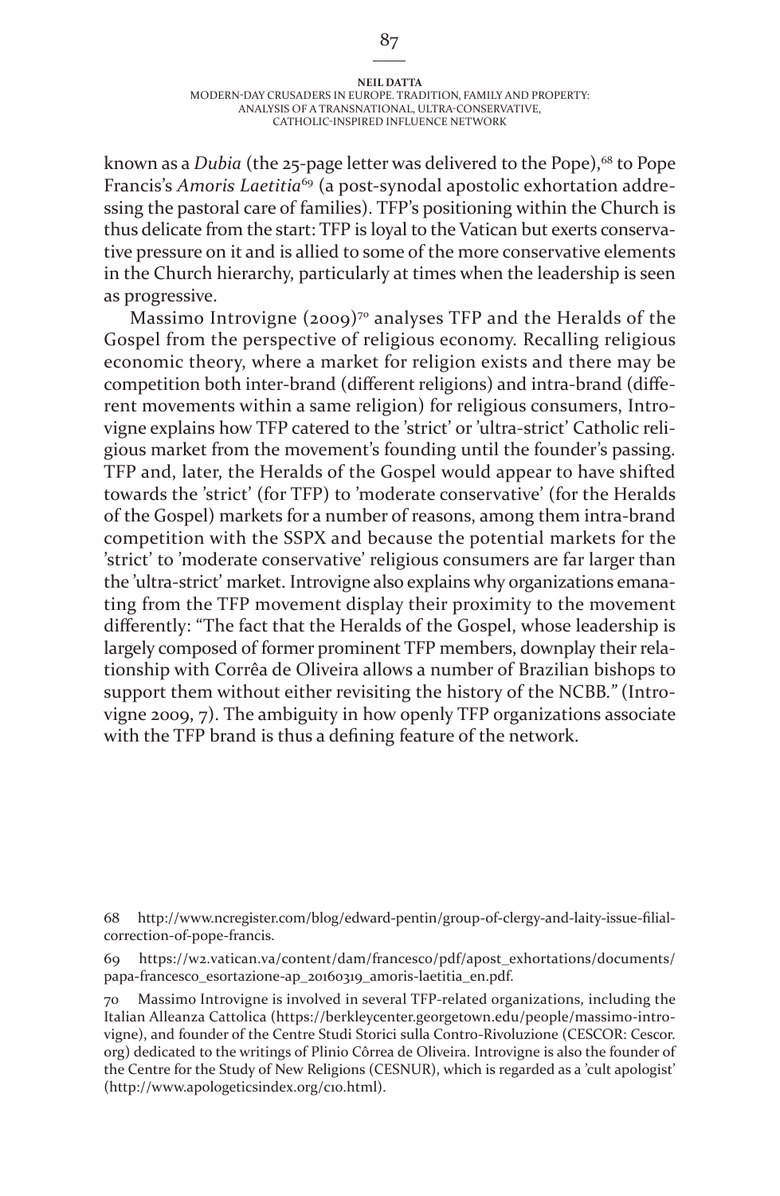known as a *Dubia* (the 25-page letter was delivered to the Pope),[68] to Pope Francis's *Amoris Laetitia*[69] (a post-synodal apostolic exhortation addressing the pastoral care of families). TFP's positioning within the Church is thus delicate from the start: TFP is loyal to the Vatican but exerts conservative pressure on it and is allied to some of the more conservative elements in the Church hierarchy, particularly at times when the leadership is seen as progressive.

Massimo Introvigne (2009)[70] analyses TFP and the Heralds of the Gospel from the perspective of religious economy. Recalling religious economic theory, where a market for religion exists and there may be competition both inter-brand (different religions) and intra-brand (different movements within a same religion) for religious consumers, Introvigne explains how TFP catered to the 'strict' or 'ultra-strict' Catholic religious market from the movement's founding until the founder's passing. TFP and, later, the Heralds of the Gospel would appear to have shifted towards the 'strict' (for TFP) to 'moderate conservative' (for the Heralds of the Gospel) markets for a number of reasons, among them intra-brand competition with the SSPX and because the potential markets for the 'strict' to 'moderate conservative' religious consumers are far larger than the 'ultra-strict' market. Introvigne also explains why organizations emanating from the TFP movement display their proximity to the movement differently: "The fact that the Heralds of the Gospel, whose leadership is largely composed of former prominent TFP members, downplay their relationship with Corrêa de Oliveira allows a number of Brazilian bishops to support them without either revisiting the history of the NCBB." (Introvigne 2009, 7). The ambiguity in how openly TFP organizations associate with the TFP brand is thus a defining feature of the network.

68 http://www.ncregister.com/blog/edward-pentin/group-of-clergy-and-laity-issue-filial-correction-of-pope-francis.

69 https://w2.vatican.va/content/dam/francesco/pdf/apost_exhortations/documents/papa-francesco_esortazione-ap_20160319_amoris-laetitia_en.pdf.

70 Massimo Introvigne is involved in several TFP-related organizations, including the Italian Alleanza Cattolica (https://berkleycenter.georgetown.edu/people/massimo-introvigne), and founder of the Centre Studi Storici sulla Contro-Rivoluzione (CESCOR: Cescor.org) dedicated to the writings of Plinio Côrrea de Oliveira. Introvigne is also the founder of the Centre for the Study of New Religions (CESNUR), which is regarded as a 'cult apologist' (http://www.apologeticsindex.org/c10.html).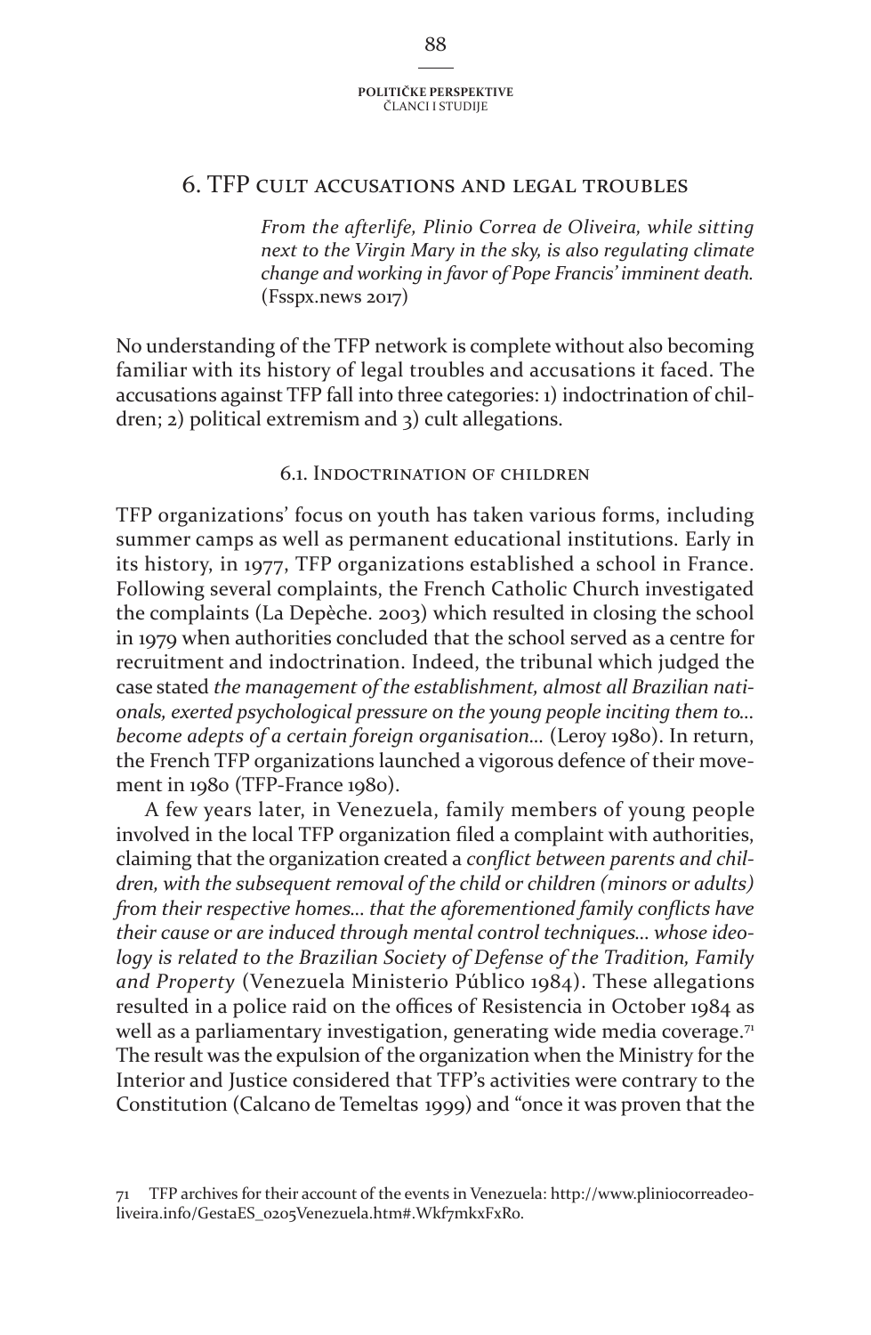## 6. TFP cult accusations and legal troubles

> *From the afterlife, Plinio Correa de Oliveira, while sitting next to the Virgin Mary in the sky, is also regulating climate change and working in favor of Pope Francis' imminent death.* (Fsspx.news 2017)

No understanding of the TFP network is complete without also becoming familiar with its history of legal troubles and accusations it faced. The accusations against TFP fall into three categories: 1) indoctrination of children; 2) political extremism and 3) cult allegations.

### 6.1. Indoctrination of children

TFP organizations' focus on youth has taken various forms, including summer camps as well as permanent educational institutions. Early in its history, in 1977, TFP organizations established a school in France. Following several complaints, the French Catholic Church investigated the complaints (La Depèche. 2003) which resulted in closing the school in 1979 when authorities concluded that the school served as a centre for recruitment and indoctrination. Indeed, the tribunal which judged the case stated *the management of the establishment, almost all Brazilian nationals, exerted psychological pressure on the young people inciting them to... become adepts of a certain foreign organisation...* (Leroy 1980). In return, the French TFP organizations launched a vigorous defence of their movement in 1980 (TFP-France 1980).

A few years later, in Venezuela, family members of young people involved in the local TFP organization filed a complaint with authorities, claiming that the organization created a *conflict between parents and children, with the subsequent removal of the child or children (minors or adults) from their respective homes... that the aforementioned family conflicts have their cause or are induced through mental control techniques... whose ideology is related to the Brazilian Society of Defense of the Tradition, Family and Property* (Venezuela Ministerio Público 1984). These allegations resulted in a police raid on the offices of Resistencia in October 1984 as well as a parliamentary investigation, generating wide media coverage.[71] The result was the expulsion of the organization when the Ministry for the Interior and Justice considered that TFP's activities were contrary to the Constitution (Calcano de Temeltas 1999) and "once it was proven that the

71 TFP archives for their account of the events in Venezuela: http://www.pliniocorreadeoliveira.info/GestaES_0205Venezuela.htm#.Wkf7mkxFxR0.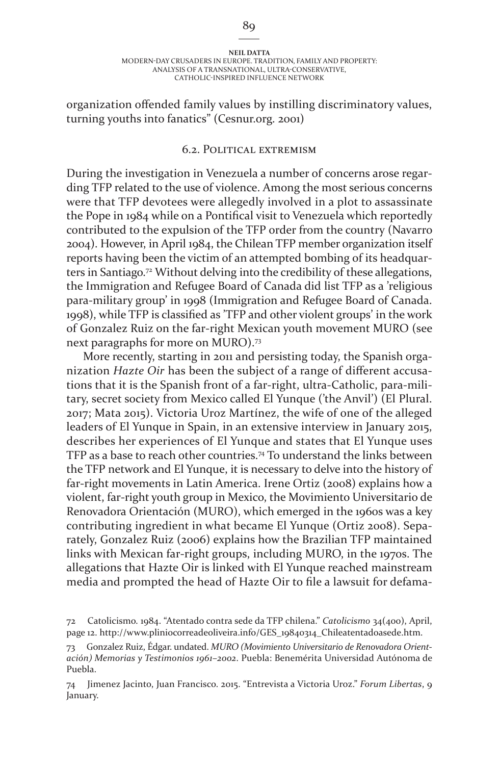organization offended family values by instilling discriminatory values, turning youths into fanatics" (Cesnur.org. 2001)

### 6.2. Political extremism

During the investigation in Venezuela a number of concerns arose regarding TFP related to the use of violence. Among the most serious concerns were that TFP devotees were allegedly involved in a plot to assassinate the Pope in 1984 while on a Pontifical visit to Venezuela which reportedly contributed to the expulsion of the TFP order from the country (Navarro 2004). However, in April 1984, the Chilean TFP member organization itself reports having been the victim of an attempted bombing of its headquarters in Santiago.[72] Without delving into the credibility of these allegations, the Immigration and Refugee Board of Canada did list TFP as a 'religious para-military group' in 1998 (Immigration and Refugee Board of Canada. 1998), while TFP is classified as 'TFP and other violent groups' in the work of Gonzalez Ruiz on the far-right Mexican youth movement MURO (see next paragraphs for more on MURO).[73]

More recently, starting in 2011 and persisting today, the Spanish organization *Hazte Oir* has been the subject of a range of different accusations that it is the Spanish front of a far-right, ultra-Catholic, para-military, secret society from Mexico called El Yunque ('the Anvil') (El Plural. 2017; Mata 2015). Victoria Uroz Martínez, the wife of one of the alleged leaders of El Yunque in Spain, in an extensive interview in January 2015, describes her experiences of El Yunque and states that El Yunque uses TFP as a base to reach other countries.[74] To understand the links between the TFP network and El Yunque, it is necessary to delve into the history of far-right movements in Latin America. Irene Ortiz (2008) explains how a violent, far-right youth group in Mexico, the Movimiento Universitario de Renovadora Orientación (MURO), which emerged in the 1960s was a key contributing ingredient in what became El Yunque (Ortiz 2008). Separately, Gonzalez Ruiz (2006) explains how the Brazilian TFP maintained links with Mexican far-right groups, including MURO, in the 1970s. The allegations that Hazte Oir is linked with El Yunque reached mainstream media and prompted the head of Hazte Oir to file a lawsuit for defama-

---

72 Catolicismo. 1984. "Atentado contra sede da TFP chilena." *Catolicismo* 34(400), April, page 12. http://www.pliniocorreadeoliveira.info/GES_19840314_Chileatentadoasede.htm.

73 Gonzalez Ruiz, Édgar. undated. *MURO (Movimiento Universitario de Renovadora Orientación) Memorias y Testimonios 1961–2002*. Puebla: Benemérita Universidad Autónoma de Puebla.

74 Jimenez Jacinto, Juan Francisco. 2015. "Entrevista a Victoria Uroz." *Forum Libertas*, 9 January.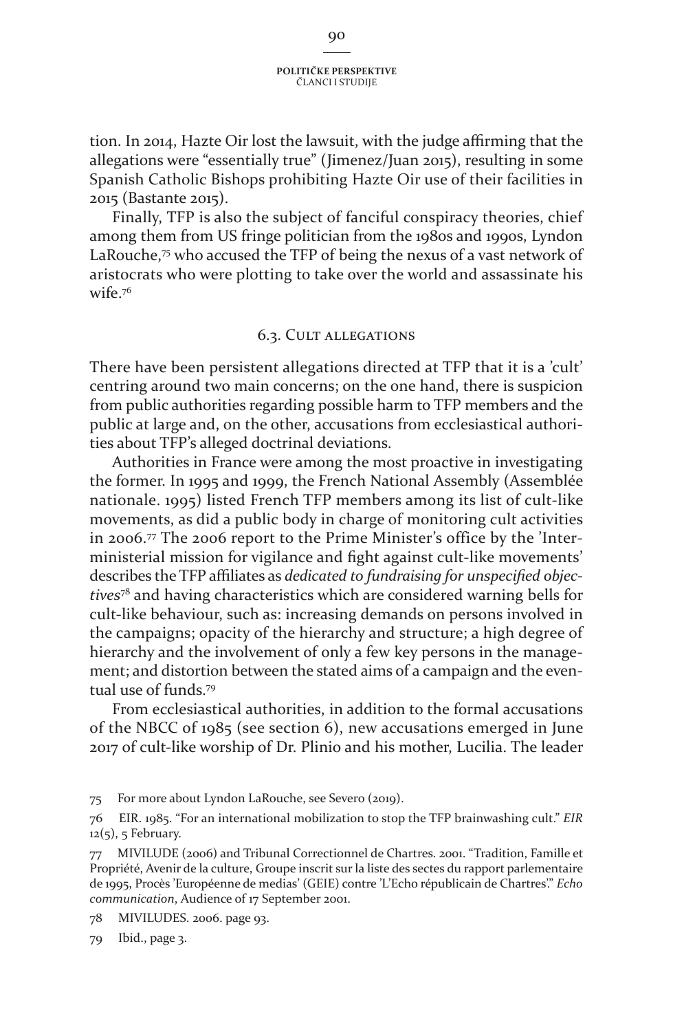tion. In 2014, Hazte Oir lost the lawsuit, with the judge affirming that the allegations were "essentially true" (Jimenez/Juan 2015), resulting in some Spanish Catholic Bishops prohibiting Hazte Oir use of their facilities in 2015 (Bastante 2015).

Finally, TFP is also the subject of fanciful conspiracy theories, chief among them from US fringe politician from the 1980s and 1990s, Lyndon LaRouche,[75] who accused the TFP of being the nexus of a vast network of aristocrats who were plotting to take over the world and assassinate his wife.[76]

### 6.3. Cult allegations

There have been persistent allegations directed at TFP that it is a 'cult' centring around two main concerns; on the one hand, there is suspicion from public authorities regarding possible harm to TFP members and the public at large and, on the other, accusations from ecclesiastical authorities about TFP's alleged doctrinal deviations.

Authorities in France were among the most proactive in investigating the former. In 1995 and 1999, the French National Assembly (Assemblée nationale. 1995) listed French TFP members among its list of cult-like movements, as did a public body in charge of monitoring cult activities in 2006.[77] The 2006 report to the Prime Minister's office by the 'Interministerial mission for vigilance and fight against cult-like movements' describes the TFP affiliates as *dedicated to fundraising for unspecified objectives*[78] and having characteristics which are considered warning bells for cult-like behaviour, such as: increasing demands on persons involved in the campaigns; opacity of the hierarchy and structure; a high degree of hierarchy and the involvement of only a few key persons in the management; and distortion between the stated aims of a campaign and the eventual use of funds.[79]

From ecclesiastical authorities, in addition to the formal accusations of the NBCC of 1985 (see section 6), new accusations emerged in June 2017 of cult-like worship of Dr. Plinio and his mother, Lucilia. The leader

---

75 For more about Lyndon LaRouche, see Severo (2019).

76 EIR. 1985. "For an international mobilization to stop the TFP brainwashing cult." *EIR* 12(5), 5 February.

77 MIVILUDE (2006) and Tribunal Correctionnel de Chartres. 2001. "Tradition, Famille et Propriété, Avenir de la culture, Groupe inscrit sur la liste des sectes du rapport parlementaire de 1995, Procès 'Européenne de medias' (GEIE) contre 'L'Echo républicain de Chartres'." *Echo communication*, Audience of 17 September 2001.

78 MIVILUDES. 2006. page 93.

79 Ibid., page 3.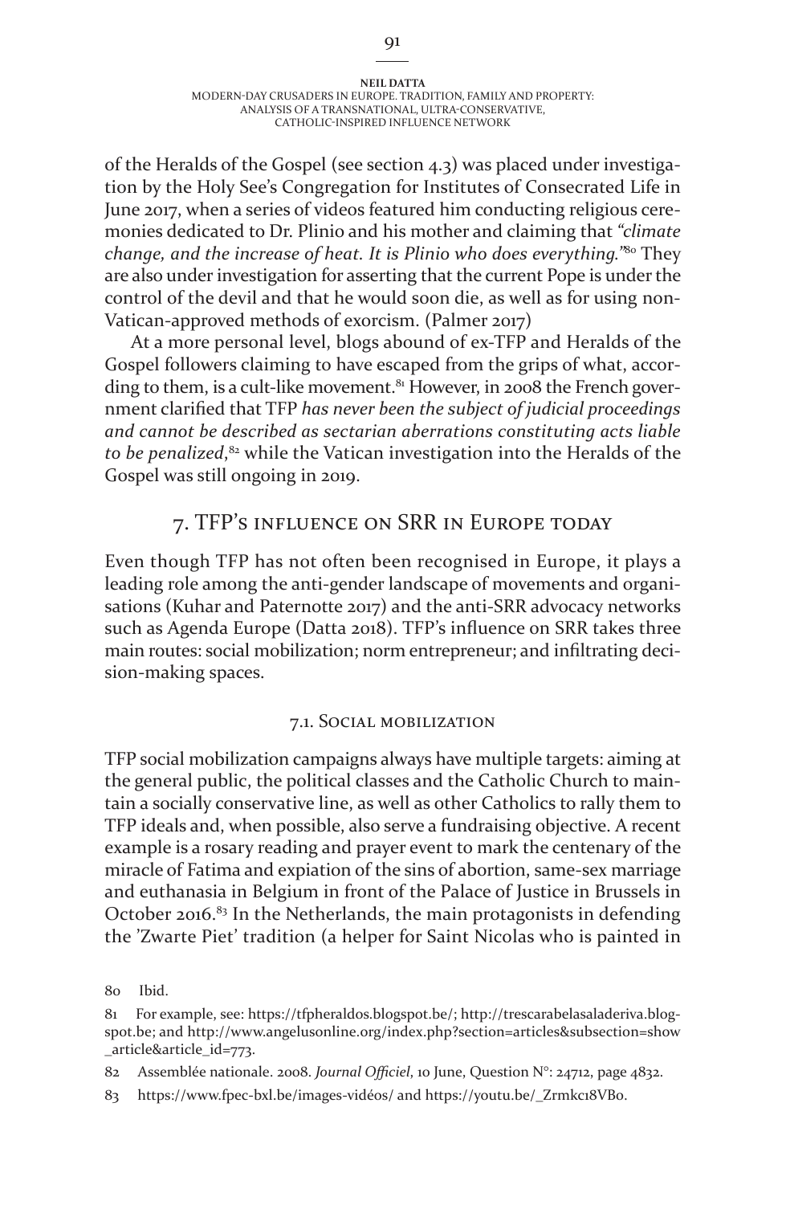of the Heralds of the Gospel (see section 4.3) was placed under investigation by the Holy See's Congregation for Institutes of Consecrated Life in June 2017, when a series of videos featured him conducting religious ceremonies dedicated to Dr. Plinio and his mother and claiming that *"climate change, and the increase of heat. It is Plinio who does everything."*[80] They are also under investigation for asserting that the current Pope is under the control of the devil and that he would soon die, as well as for using non-Vatican-approved methods of exorcism. (Palmer 2017)

At a more personal level, blogs abound of ex-TFP and Heralds of the Gospel followers claiming to have escaped from the grips of what, according to them, is a cult-like movement.[81] However, in 2008 the French government clarified that TFP *has never been the subject of judicial proceedings and cannot be described as sectarian aberrations constituting acts liable to be penalized*,[82] while the Vatican investigation into the Heralds of the Gospel was still ongoing in 2019.

## 7. TFP's influence on SRR in Europe today

Even though TFP has not often been recognised in Europe, it plays a leading role among the anti-gender landscape of movements and organisations (Kuhar and Paternotte 2017) and the anti-SRR advocacy networks such as Agenda Europe (Datta 2018). TFP's influence on SRR takes three main routes: social mobilization; norm entrepreneur; and infiltrating decision-making spaces.

### 7.1. Social mobilization

TFP social mobilization campaigns always have multiple targets: aiming at the general public, the political classes and the Catholic Church to maintain a socially conservative line, as well as other Catholics to rally them to TFP ideals and, when possible, also serve a fundraising objective. A recent example is a rosary reading and prayer event to mark the centenary of the miracle of Fatima and expiation of the sins of abortion, same-sex marriage and euthanasia in Belgium in front of the Palace of Justice in Brussels in October 2016.[83] In the Netherlands, the main protagonists in defending the 'Zwarte Piet' tradition (a helper for Saint Nicolas who is painted in

80 Ibid.

81 For example, see: https://tfpheraldos.blogspot.be/; http://trescarabelasaladeriva.blogspot.be; and http://www.angelusonline.org/index.php?section=articles&subsection=show_article&article_id=773.

82 Assemblée nationale. 2008. *Journal Officiel*, 10 June, Question N°: 24712, page 4832.

83 https://www.fpec-bxl.be/images-vidéos/ and https://youtu.be/_Zrmkc18VBo.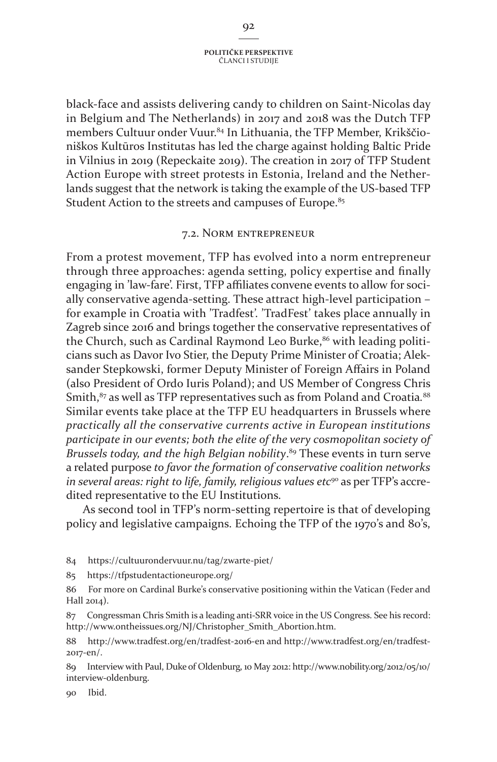black-face and assists delivering candy to children on Saint-Nicolas day in Belgium and The Netherlands) in 2017 and 2018 was the Dutch TFP members Cultuur onder Vuur.[84] In Lithuania, the TFP Member, Krikščioniškos Kultūros Institutas has led the charge against holding Baltic Pride in Vilnius in 2019 (Repeckaite 2019). The creation in 2017 of TFP Student Action Europe with street protests in Estonia, Ireland and the Netherlands suggest that the network is taking the example of the US-based TFP Student Action to the streets and campuses of Europe.[85]

### 7.2. Norm entrepreneur

From a protest movement, TFP has evolved into a norm entrepreneur through three approaches: agenda setting, policy expertise and finally engaging in 'law-fare'. First, TFP affiliates convene events to allow for socially conservative agenda-setting. These attract high-level participation – for example in Croatia with 'Tradfest'. 'TradFest' takes place annually in Zagreb since 2016 and brings together the conservative representatives of the Church, such as Cardinal Raymond Leo Burke,[86] with leading politicians such as Davor Ivo Stier, the Deputy Prime Minister of Croatia; Aleksander Stepkowski, former Deputy Minister of Foreign Affairs in Poland (also President of Ordo Iuris Poland); and US Member of Congress Chris Smith,[87] as well as TFP representatives such as from Poland and Croatia.[88] Similar events take place at the TFP EU headquarters in Brussels where *practically all the conservative currents active in European institutions participate in our events; both the elite of the very cosmopolitan society of Brussels today, and the high Belgian nobility*.[89] These events in turn serve a related purpose *to favor the formation of conservative coalition networks in several areas: right to life, family, religious values etc*[90] as per TFP's accredited representative to the EU Institutions.

As second tool in TFP's norm-setting repertoire is that of developing policy and legislative campaigns. Echoing the TFP of the 1970's and 80's,

84 https://cultuurondervuur.nu/tag/zwarte-piet/

85 https://tfpstudentactioneurope.org/

86 For more on Cardinal Burke's conservative positioning within the Vatican (Feder and Hall 2014).

87 Congressman Chris Smith is a leading anti-SRR voice in the US Congress. See his record: http://www.ontheissues.org/NJ/Christopher_Smith_Abortion.htm.

88 http://www.tradfest.org/en/tradfest-2016-en and http://www.tradfest.org/en/tradfest-2017-en/.

89 Interview with Paul, Duke of Oldenburg, 10 May 2012: http://www.nobility.org/2012/05/10/interview-oldenburg.

90 Ibid.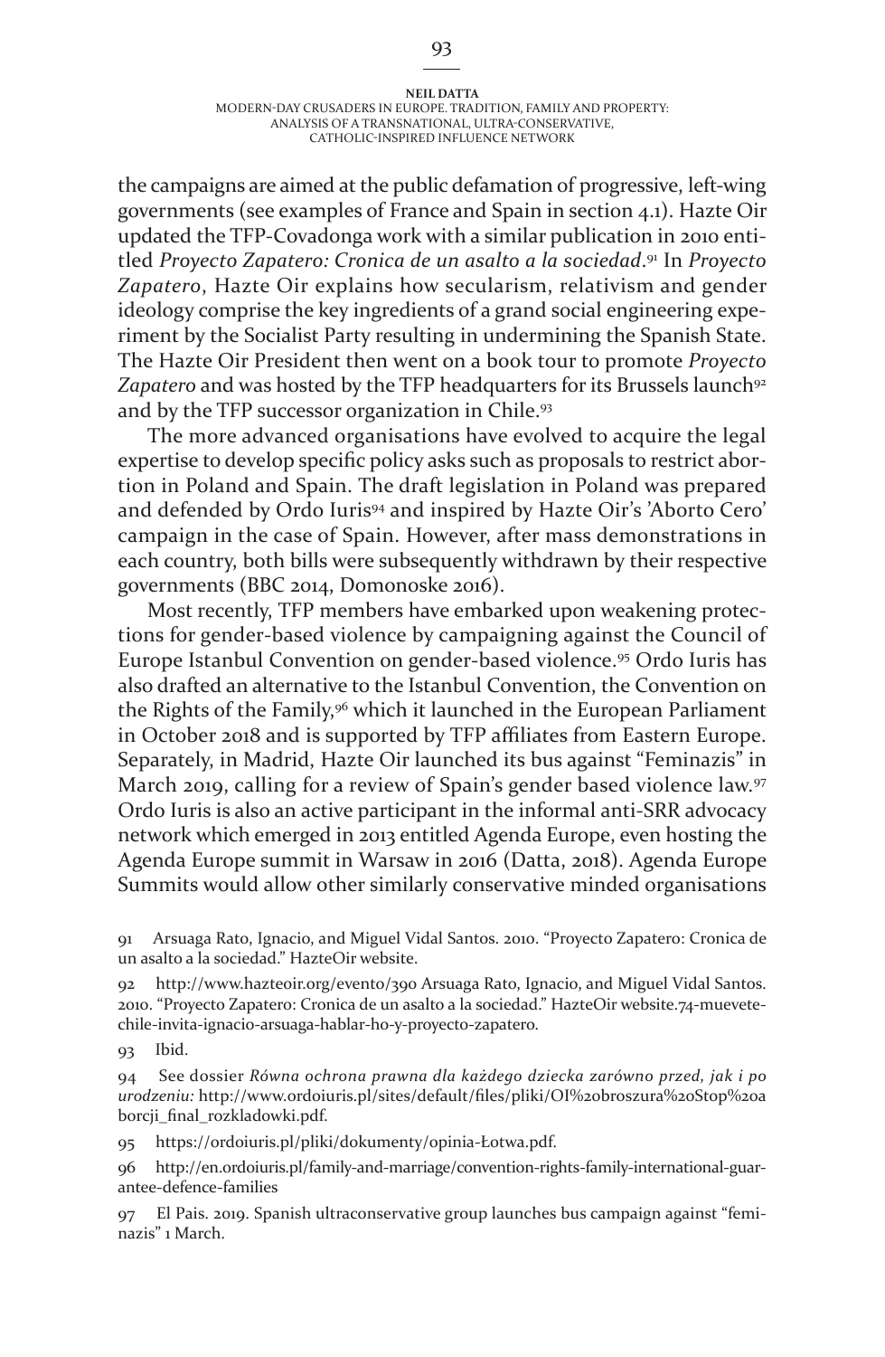the campaigns are aimed at the public defamation of progressive, left-wing governments (see examples of France and Spain in section 4.1). Hazte Oir updated the TFP-Covadonga work with a similar publication in 2010 entitled *Proyecto Zapatero: Cronica de un asalto a la sociedad*.[91] In *Proyecto Zapatero*, Hazte Oir explains how secularism, relativism and gender ideology comprise the key ingredients of a grand social engineering experiment by the Socialist Party resulting in undermining the Spanish State. The Hazte Oir President then went on a book tour to promote *Proyecto Zapatero* and was hosted by the TFP headquarters for its Brussels launch[92] and by the TFP successor organization in Chile.[93]

The more advanced organisations have evolved to acquire the legal expertise to develop specific policy asks such as proposals to restrict abortion in Poland and Spain. The draft legislation in Poland was prepared and defended by Ordo Iuris[94] and inspired by Hazte Oir's 'Aborto Cero' campaign in the case of Spain. However, after mass demonstrations in each country, both bills were subsequently withdrawn by their respective governments (BBC 2014, Domonoske 2016).

Most recently, TFP members have embarked upon weakening protections for gender-based violence by campaigning against the Council of Europe Istanbul Convention on gender-based violence.[95] Ordo Iuris has also drafted an alternative to the Istanbul Convention, the Convention on the Rights of the Family,[96] which it launched in the European Parliament in October 2018 and is supported by TFP affiliates from Eastern Europe. Separately, in Madrid, Hazte Oir launched its bus against "Feminazis" in March 2019, calling for a review of Spain's gender based violence law.[97] Ordo Iuris is also an active participant in the informal anti-SRR advocacy network which emerged in 2013 entitled Agenda Europe, even hosting the Agenda Europe summit in Warsaw in 2016 (Datta, 2018). Agenda Europe Summits would allow other similarly conservative minded organisations

91 Arsuaga Rato, Ignacio, and Miguel Vidal Santos. 2010. "Proyecto Zapatero: Cronica de un asalto a la sociedad." HazteOir website.

92 http://www.hazteoir.org/evento/390 Arsuaga Rato, Ignacio, and Miguel Vidal Santos. 2010. "Proyecto Zapatero: Cronica de un asalto a la sociedad." HazteOir website.74-muevete-chile-invita-ignacio-arsuaga-hablar-ho-y-proyecto-zapatero.

93 Ibid.

94 See dossier *Równa ochrona prawna dla każdego dziecka zarówno przed, jak i po urodzeniu:* http://www.ordoiuris.pl/sites/default/files/pliki/OI%20obroszura%20Stop%20aborcji_final_rozkladowki.pdf.

95 https://ordoiuris.pl/pliki/dokumenty/opinia-Łotwa.pdf.

96 http://en.ordoiuris.pl/family-and-marriage/convention-rights-family-international-guarantee-defence-families

97 El Pais. 2019. Spanish ultraconservative group launches bus campaign against "feminazis" 1 March.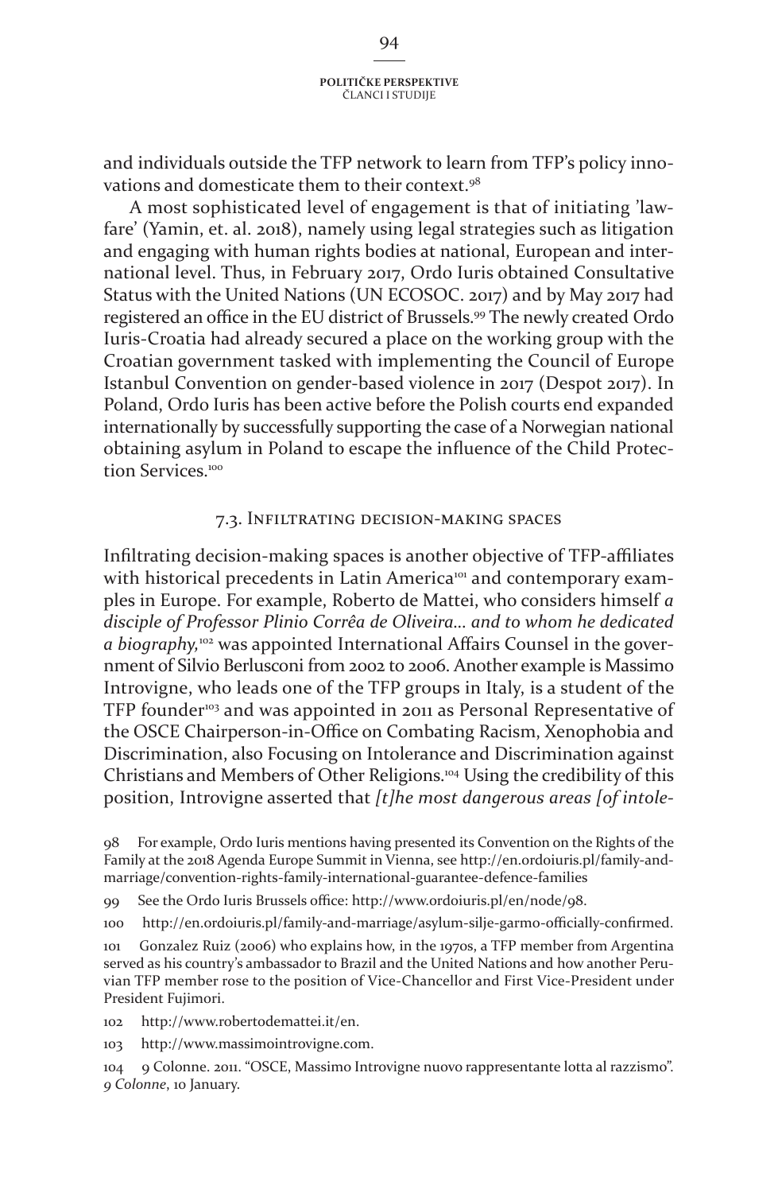and individuals outside the TFP network to learn from TFP's policy innovations and domesticate them to their context.[98]

A most sophisticated level of engagement is that of initiating 'lawfare' (Yamin, et. al. 2018), namely using legal strategies such as litigation and engaging with human rights bodies at national, European and international level. Thus, in February 2017, Ordo Iuris obtained Consultative Status with the United Nations (UN ECOSOC. 2017) and by May 2017 had registered an office in the EU district of Brussels.[99] The newly created Ordo Iuris-Croatia had already secured a place on the working group with the Croatian government tasked with implementing the Council of Europe Istanbul Convention on gender-based violence in 2017 (Despot 2017). In Poland, Ordo Iuris has been active before the Polish courts end expanded internationally by successfully supporting the case of a Norwegian national obtaining asylum in Poland to escape the influence of the Child Protection Services.[100]

### 7.3. Infiltrating decision-making spaces

Infiltrating decision-making spaces is another objective of TFP-affiliates with historical precedents in Latin America[101] and contemporary examples in Europe. For example, Roberto de Mattei, who considers himself *a disciple of Professor Plinio Corrêa de Oliveira… and to whom he dedicated a biography,*[102] was appointed International Affairs Counsel in the government of Silvio Berlusconi from 2002 to 2006. Another example is Massimo Introvigne, who leads one of the TFP groups in Italy, is a student of the TFP founder[103] and was appointed in 2011 as Personal Representative of the OSCE Chairperson-in-Office on Combating Racism, Xenophobia and Discrimination, also Focusing on Intolerance and Discrimination against Christians and Members of Other Religions.[104] Using the credibility of this position, Introvigne asserted that *[t]he most dangerous areas [of intole-*

98 For example, Ordo Iuris mentions having presented its Convention on the Rights of the Family at the 2018 Agenda Europe Summit in Vienna, see http://en.ordoiuris.pl/family-and-marriage/convention-rights-family-international-guarantee-defence-families

99 See the Ordo Iuris Brussels office: http://www.ordoiuris.pl/en/node/98.

100 http://en.ordoiuris.pl/family-and-marriage/asylum-silje-garmo-officially-confirmed.

101 Gonzalez Ruiz (2006) who explains how, in the 1970s, a TFP member from Argentina served as his country's ambassador to Brazil and the United Nations and how another Peruvian TFP member rose to the position of Vice-Chancellor and First Vice-President under President Fujimori.

102 http://www.robertodemattei.it/en.

103 http://www.massimointrovigne.com.

104 9 Colonne. 2011. "OSCE, Massimo Introvigne nuovo rappresentante lotta al razzismo". *9 Colonne*, 10 January.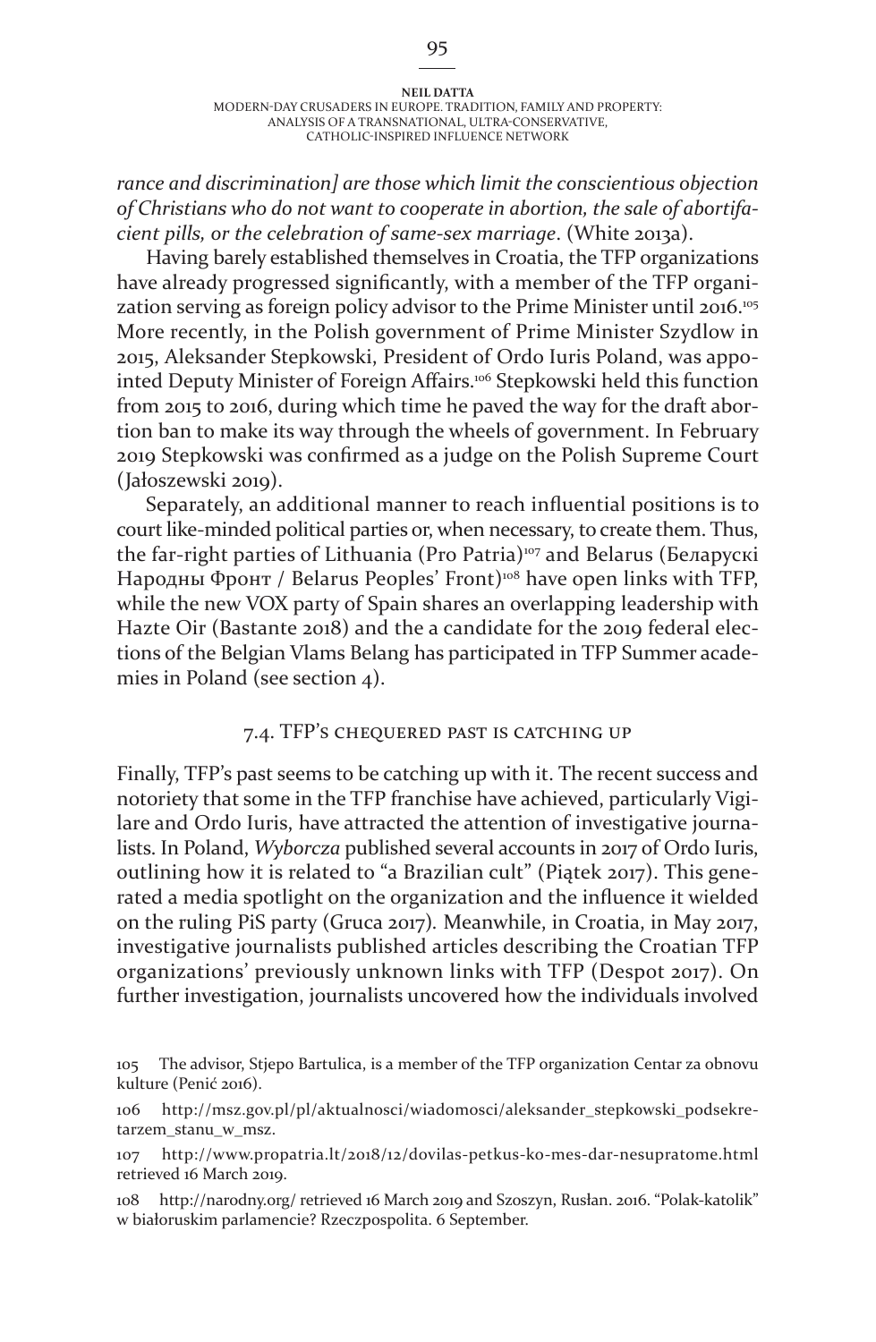*rance and discrimination] are those which limit the conscientious objection of Christians who do not want to cooperate in abortion, the sale of abortifacient pills, or the celebration of same-sex marriage*. (White 2013a).

Having barely established themselves in Croatia, the TFP organizations have already progressed significantly, with a member of the TFP organization serving as foreign policy advisor to the Prime Minister until 2016.[105] More recently, in the Polish government of Prime Minister Szydlow in 2015, Aleksander Stepkowski, President of Ordo Iuris Poland, was appointed Deputy Minister of Foreign Affairs.[106] Stepkowski held this function from 2015 to 2016, during which time he paved the way for the draft abortion ban to make its way through the wheels of government. In February 2019 Stepkowski was confirmed as a judge on the Polish Supreme Court (Jałoszewski 2019).

Separately, an additional manner to reach influential positions is to court like-minded political parties or, when necessary, to create them. Thus, the far-right parties of Lithuania (Pro Patria)[107] and Belarus (Беларускі Народны Фронт / Belarus Peoples' Front)[108] have open links with TFP, while the new VOX party of Spain shares an overlapping leadership with Hazte Oir (Bastante 2018) and the a candidate for the 2019 federal elections of the Belgian Vlams Belang has participated in TFP Summer academies in Poland (see section 4).

### 7.4. TFP's chequered past is catching up

Finally, TFP's past seems to be catching up with it. The recent success and notoriety that some in the TFP franchise have achieved, particularly Vigilare and Ordo Iuris, have attracted the attention of investigative journalists. In Poland, *Wyborcza* published several accounts in 2017 of Ordo Iuris, outlining how it is related to "a Brazilian cult" (Piątek 2017). This generated a media spotlight on the organization and the influence it wielded on the ruling PiS party (Gruca 2017). Meanwhile, in Croatia, in May 2017, investigative journalists published articles describing the Croatian TFP organizations' previously unknown links with TFP (Despot 2017). On further investigation, journalists uncovered how the individuals involved

105 The advisor, Stjepo Bartulica, is a member of the TFP organization Centar za obnovu kulture (Penić 2016).

106 http://msz.gov.pl/pl/aktualnosci/wiadomosci/aleksander_stepkowski_podsekretarzem_stanu_w_msz.

107 http://www.propatria.lt/2018/12/dovilas-petkus-ko-mes-dar-nesupratome.html retrieved 16 March 2019.

108 http://narodny.org/ retrieved 16 March 2019 and Szoszyn, Rusłan. 2016. "Polak-katolik" w białoruskim parlamencie? Rzeczpospolita. 6 September.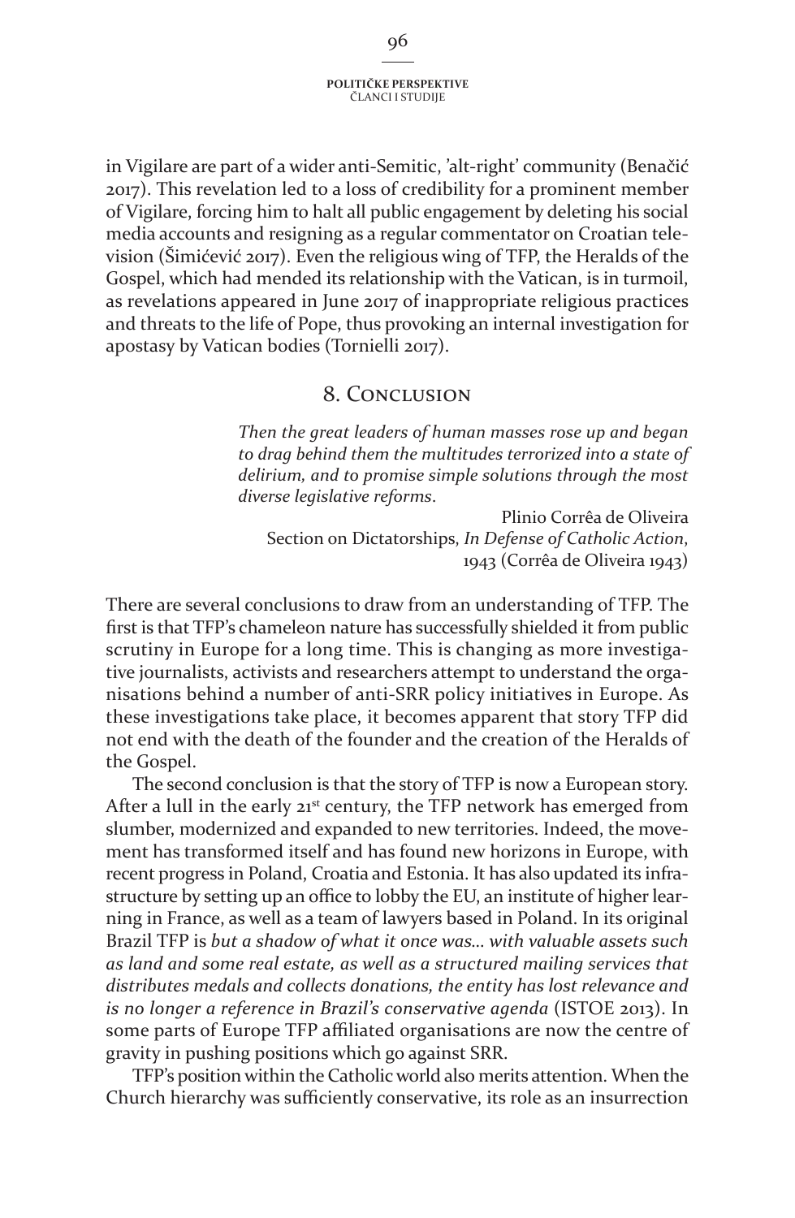in Vigilare are part of a wider anti-Semitic, 'alt-right' community (Benačić 2017). This revelation led to a loss of credibility for a prominent member of Vigilare, forcing him to halt all public engagement by deleting his social media accounts and resigning as a regular commentator on Croatian television (Šimićević 2017). Even the religious wing of TFP, the Heralds of the Gospel, which had mended its relationship with the Vatican, is in turmoil, as revelations appeared in June 2017 of inappropriate religious practices and threats to the life of Pope, thus provoking an internal investigation for apostasy by Vatican bodies (Tornielli 2017).

## 8. Conclusion

> *Then the great leaders of human masses rose up and began to drag behind them the multitudes terrorized into a state of delirium, and to promise simple solutions through the most diverse legislative reforms.*
>
> Plinio Corrêa de Oliveira
> Section on Dictatorships, *In Defense of Catholic Action*, 1943 (Corrêa de Oliveira 1943)

There are several conclusions to draw from an understanding of TFP. The first is that TFP's chameleon nature has successfully shielded it from public scrutiny in Europe for a long time. This is changing as more investigative journalists, activists and researchers attempt to understand the organisations behind a number of anti-SRR policy initiatives in Europe. As these investigations take place, it becomes apparent that story TFP did not end with the death of the founder and the creation of the Heralds of the Gospel.

The second conclusion is that the story of TFP is now a European story. After a lull in the early 21st century, the TFP network has emerged from slumber, modernized and expanded to new territories. Indeed, the movement has transformed itself and has found new horizons in Europe, with recent progress in Poland, Croatia and Estonia. It has also updated its infrastructure by setting up an office to lobby the EU, an institute of higher learning in France, as well as a team of lawyers based in Poland. In its original Brazil TFP is *but a shadow of what it once was... with valuable assets such as land and some real estate, as well as a structured mailing services that distributes medals and collects donations, the entity has lost relevance and is no longer a reference in Brazil's conservative agenda* (ISTOE 2013). In some parts of Europe TFP affiliated organisations are now the centre of gravity in pushing positions which go against SRR.

TFP's position within the Catholic world also merits attention. When the Church hierarchy was sufficiently conservative, its role as an insurrection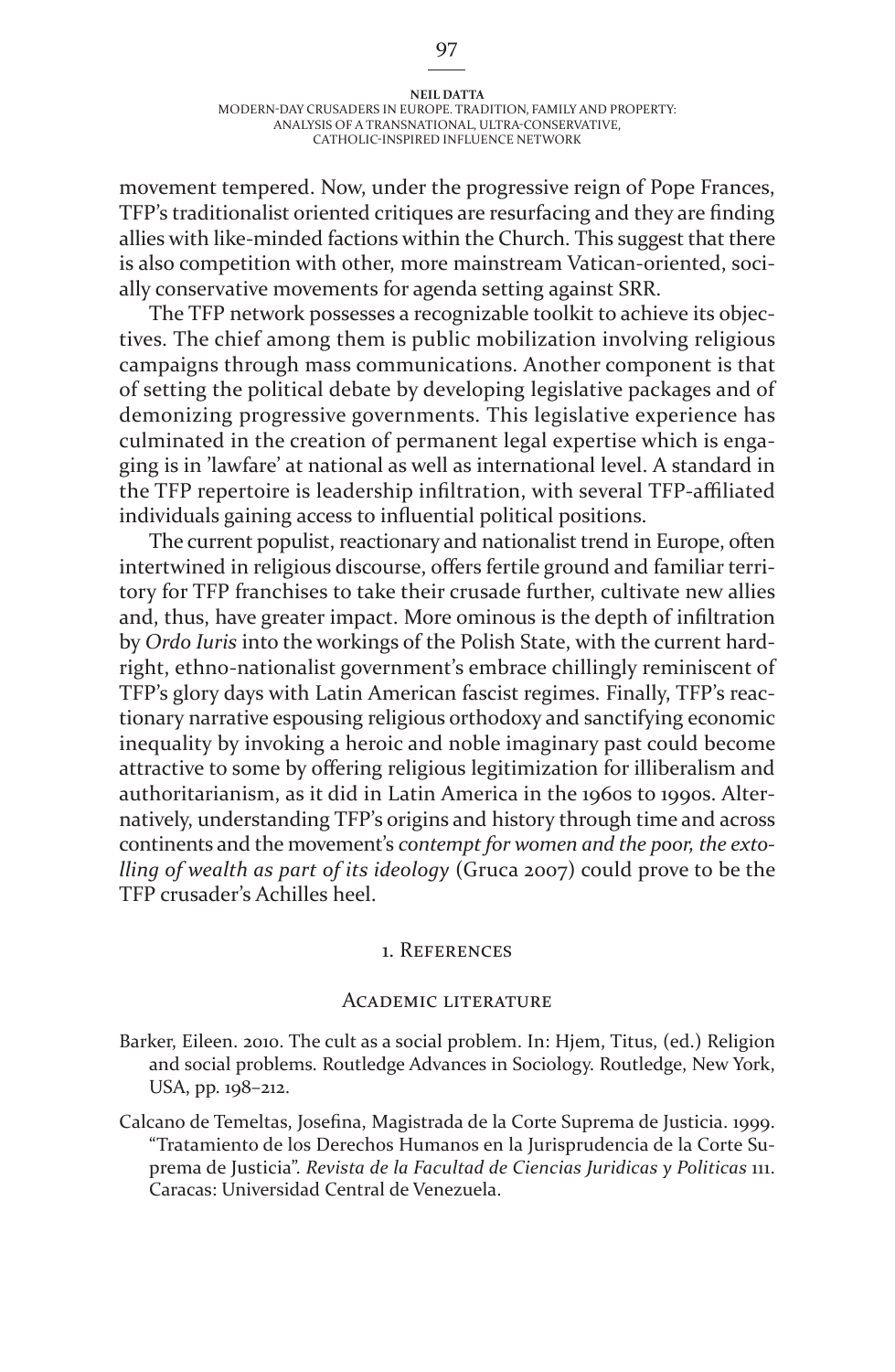movement tempered. Now, under the progressive reign of Pope Frances, TFP's traditionalist oriented critiques are resurfacing and they are finding allies with like-minded factions within the Church. This suggest that there is also competition with other, more mainstream Vatican-oriented, socially conservative movements for agenda setting against SRR.

The TFP network possesses a recognizable toolkit to achieve its objectives. The chief among them is public mobilization involving religious campaigns through mass communications. Another component is that of setting the political debate by developing legislative packages and of demonizing progressive governments. This legislative experience has culminated in the creation of permanent legal expertise which is engaging is in 'lawfare' at national as well as international level. A standard in the TFP repertoire is leadership infiltration, with several TFP-affiliated individuals gaining access to influential political positions.

The current populist, reactionary and nationalist trend in Europe, often intertwined in religious discourse, offers fertile ground and familiar territory for TFP franchises to take their crusade further, cultivate new allies and, thus, have greater impact. More ominous is the depth of infiltration by *Ordo Iuris* into the workings of the Polish State, with the current hard-right, ethno-nationalist government's embrace chillingly reminiscent of TFP's glory days with Latin American fascist regimes. Finally, TFP's reactionary narrative espousing religious orthodoxy and sanctifying economic inequality by invoking a heroic and noble imaginary past could become attractive to some by offering religious legitimization for illiberalism and authoritarianism, as it did in Latin America in the 1960s to 1990s. Alternatively, understanding TFP's origins and history through time and across continents and the movement's *contempt for women and the poor, the extolling of wealth as part of its ideology* (Gruca 2007) could prove to be the TFP crusader's Achilles heel.

## 1. References

### Academic literature

Barker, Eileen. 2010. The cult as a social problem. In: Hjem, Titus, (ed.) Religion and social problems. Routledge Advances in Sociology. Routledge, New York, USA, pp. 198–212.

Calcano de Temeltas, Josefina, Magistrada de la Corte Suprema de Justicia. 1999. "Tratamiento de los Derechos Humanos en la Jurisprudencia de la Corte Suprema de Justicia". *Revista de la Facultad de Ciencias Juridicas y Politicas* 111. Caracas: Universidad Central de Venezuela.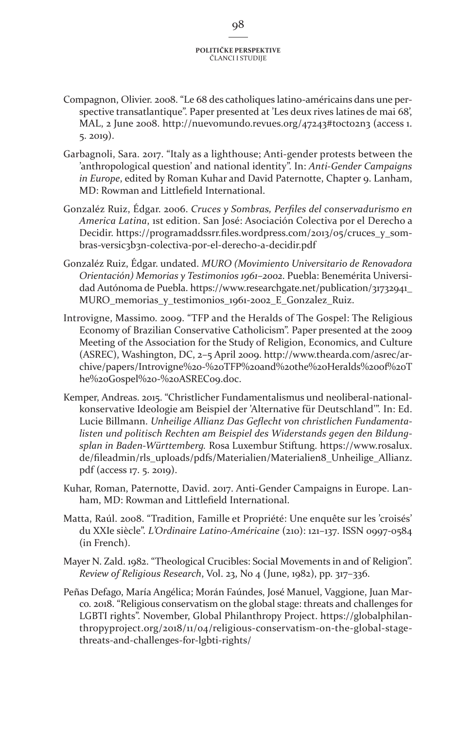Compagnon, Olivier. 2008. "Le 68 des catholiques latino-américains dans une perspective transatlantique". Paper presented at 'Les deux rives latines de mai 68', MAL, 2 June 2008. http://nuevomundo.revues.org/47243#tocto2n3 (access 1. 5. 2019).

Garbagnoli, Sara. 2017. "Italy as a lighthouse; Anti-gender protests between the 'anthropological question' and national identity". In: *Anti-Gender Campaigns in Europe*, edited by Roman Kuhar and David Paternotte, Chapter 9. Lanham, MD: Rowman and Littlefield International.

Gonzaléz Ruiz, Édgar. 2006. *Cruces y Sombras, Perfiles del conservadurismo en America Latina*, 1st edition. San José: Asociación Colectiva por el Derecho a Decidir. https://programaddssrr.files.wordpress.com/2013/05/cruces_y_sombras-versic3b3n-colectiva-por-el-derecho-a-decidir.pdf

Gonzaléz Ruiz, Édgar. undated. *MURO (Movimiento Universitario de Renovadora Orientación) Memorias y Testimonios 1961–2002*. Puebla: Benemérita Universidad Autónoma de Puebla. https://www.researchgate.net/publication/31732941_MURO_memorias_y_testimonios_1961-2002_E_Gonzalez_Ruiz.

Introvigne, Massimo. 2009. "TFP and the Heralds of The Gospel: The Religious Economy of Brazilian Conservative Catholicism". Paper presented at the 2009 Meeting of the Association for the Study of Religion, Economics, and Culture (ASREC), Washington, DC, 2–5 April 2009. http://www.thearda.com/asrec/archive/papers/Introvigne%20-%20TFP%20and%20the%20Heralds%20of%20The%20Gospel%20-%20ASREC09.doc.

Kemper, Andreas. 2015. "Christlicher Fundamentalismus und neoliberal-nationalkonservative Ideologie am Beispiel der 'Alternative für Deutschland'". In: Ed. Lucie Billmann. *Unheilige Allianz Das Geflecht von christlichen Fundamentalisten und politisch Rechten am Beispiel des Widerstands gegen den Bildungsplan in Baden-Württemberg.* Rosa Luxembur Stiftung. https://www.rosalux.de/fileadmin/rls_uploads/pdfs/Materialien/Materialien8_Unheilige_Allianz.pdf (access 17. 5. 2019).

Kuhar, Roman, Paternotte, David. 2017. Anti-Gender Campaigns in Europe. Lanham, MD: Rowman and Littlefield International.

Matta, Raúl. 2008. "Tradition, Famille et Propriété: Une enquête sur les 'croisés' du XXIe siècle". *L'Ordinaire Latino-Américaine* (210): 121–137. ISSN 0997-0584 (in French).

Mayer N. Zald. 1982. "Theological Crucibles: Social Movements in and of Religion". *Review of Religious Research*, Vol. 23, No 4 (June, 1982), pp. 317–336.

Peñas Defago, María Angélica; Morán Faúndes, José Manuel, Vaggione, Juan Marco. 2018. "Religious conservatism on the global stage: threats and challenges for LGBTI rights". November, Global Philanthropy Project. https://globalphilanthropyproject.org/2018/11/04/religious-conservatism-on-the-global-stage-threats-and-challenges-for-lgbti-rights/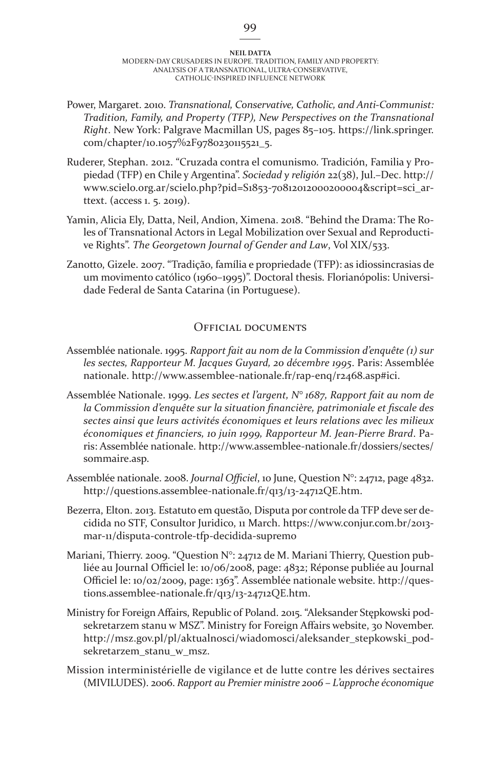Power, Margaret. 2010. *Transnational, Conservative, Catholic, and Anti-Communist: Tradition, Family, and Property (TFP), New Perspectives on the Transnational Right*. New York: Palgrave Macmillan US, pages 85–105. https://link.springer.com/chapter/10.1057%2F9780230115521_5.

Ruderer, Stephan. 2012. "Cruzada contra el comunismo. Tradición, Familia y Propiedad (TFP) en Chile y Argentina". *Sociedad y religión* 22(38), Jul.–Dec. http://www.scielo.org.ar/scielo.php?pid=S1853-70812012000200004&script=sci_arttext. (access 1. 5. 2019).

Yamin, Alicia Ely, Datta, Neil, Andion, Ximena. 2018. "Behind the Drama: The Roles of Transnational Actors in Legal Mobilization over Sexual and Reproductive Rights". *The Georgetown Journal of Gender and Law*, Vol XIX/533.

Zanotto, Gizele. 2007. "Tradição, família e propriedade (TFP): as idiossincrasias de um movimento católico (1960–1995)". Doctoral thesis. Florianópolis: Universidade Federal de Santa Catarina (in Portuguese).

## Official documents

Assemblée nationale. 1995. *Rapport fait au nom de la Commission d'enquête (1) sur les sectes, Rapporteur M. Jacques Guyard, 20 décembre 1995*. Paris: Assemblée nationale. http://www.assemblee-nationale.fr/rap-enq/r2468.asp#ici.

Assemblée Nationale. 1999. *Les sectes et l'argent, N° 1687, Rapport fait au nom de la Commission d'enquête sur la situation financière, patrimoniale et fiscale des sectes ainsi que leurs activités économiques et leurs relations avec les milieux économiques et financiers, 10 juin 1999, Rapporteur M. Jean-Pierre Brard*. Paris: Assemblée nationale. http://www.assemblee-nationale.fr/dossiers/sectes/sommaire.asp.

Assemblée nationale. 2008. *Journal Officiel*, 10 June, Question N°: 24712, page 4832. http://questions.assemblee-nationale.fr/q13/13-24712QE.htm.

Bezerra, Elton. 2013. Estatuto em questão, Disputa por controle da TFP deve ser decidida no STF, Consultor Juridico, 11 March. https://www.conjur.com.br/2013-mar-11/disputa-controle-tfp-decidida-supremo

Mariani, Thierry. 2009. "Question N°: 24712 de M. Mariani Thierry, Question publiée au Journal Officiel le: 10/06/2008, page: 4832; Réponse publiée au Journal Officiel le: 10/02/2009, page: 1363". Assemblée nationale website. http://questions.assemblee-nationale.fr/q13/13-24712QE.htm.

Ministry for Foreign Affairs, Republic of Poland. 2015. "Aleksander Stępkowski podsekretarzem stanu w MSZ". Ministry for Foreign Affairs website, 30 November. http://msz.gov.pl/pl/aktualnosci/wiadomosci/aleksander_stepkowski_podsekretarzem_stanu_w_msz.

Mission interministérielle de vigilance et de lutte contre les dérives sectaires (MIVILUDES). 2006. *Rapport au Premier ministre 2006 – L'approche économique*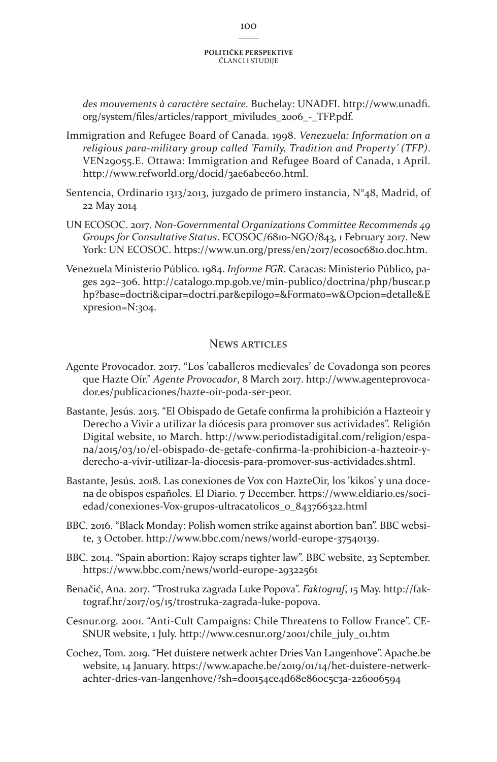*des mouvements à caractère sectaire*. Buchelay: UNADFI. http://www.unadfi.org/system/files/articles/rapport_miviludes_2006_-_TFP.pdf.

Immigration and Refugee Board of Canada. 1998. *Venezuela: Information on a religious para-military group called 'Family, Tradition and Property' (TFP)*. VEN29055.E. Ottawa: Immigration and Refugee Board of Canada, 1 April. http://www.refworld.org/docid/3ae6abee60.html.

Sentencia, Ordinario 1313/2013, juzgado de primero instancia, N°48, Madrid, of 22 May 2014

UN ECOSOC. 2017. *Non-Governmental Organizations Committee Recommends 49 Groups for Consultative Status*. ECOSOC/6810-NGO/843, 1 February 2017. New York: UN ECOSOC. https://www.un.org/press/en/2017/ecosoc6810.doc.htm.

Venezuela Ministerio Público. 1984. *Informe FGR*. Caracas: Ministerio Público, pages 292–306. http://catalogo.mp.gob.ve/min-publico/doctrina/php/buscar.php?base=doctri&cipar=doctri.par&epilogo=&Formato=w&Opcion=detalle&Expresion=N:304.

## News articles

Agente Provocador. 2017. "Los 'caballeros medievales' de Covadonga son peores que Hazte Oír." *Agente Provocador*, 8 March 2017. http://www.agenteprovocador.es/publicaciones/hazte-oir-poda-ser-peor.

Bastante, Jesús. 2015. "El Obispado de Getafe confirma la prohibición a Hazteoir y Derecho a Vivir a utilizar la diócesis para promover sus actividades". Religión Digital website, 10 March. http://www.periodistadigital.com/religion/espana/2015/03/10/el-obispado-de-getafe-confirma-la-prohibicion-a-hazteoir-y-derecho-a-vivir-utilizar-la-diocesis-para-promover-sus-actividades.shtml.

Bastante, Jesús. 2018. Las conexiones de Vox con HazteOir, los 'kikos' y una docena de obispos españoles. El Diario. 7 December. https://www.eldiario.es/sociedad/conexiones-Vox-grupos-ultracatolicos_0_843766322.html

BBC. 2016. "Black Monday: Polish women strike against abortion ban". BBC website, 3 October. http://www.bbc.com/news/world-europe-37540139.

BBC. 2014. "Spain abortion: Rajoy scraps tighter law". BBC website, 23 September. https://www.bbc.com/news/world-europe-29322561

Benačić, Ana. 2017. "Trostruka zagrada Luke Popova". *Faktograf*, 15 May. http://faktograf.hr/2017/05/15/trostruka-zagrada-luke-popova.

Cesnur.org. 2001. "Anti-Cult Campaigns: Chile Threatens to Follow France". CESNUR website, 1 July. http://www.cesnur.org/2001/chile_july_01.htm

Cochez, Tom. 2019. "Het duistere netwerk achter Dries Van Langenhove". Apache.be website, 14 January. https://www.apache.be/2019/01/14/het-duistere-netwerk-achter-dries-van-langenhove/?sh=d00154ce4d68e860c5c3a-226006594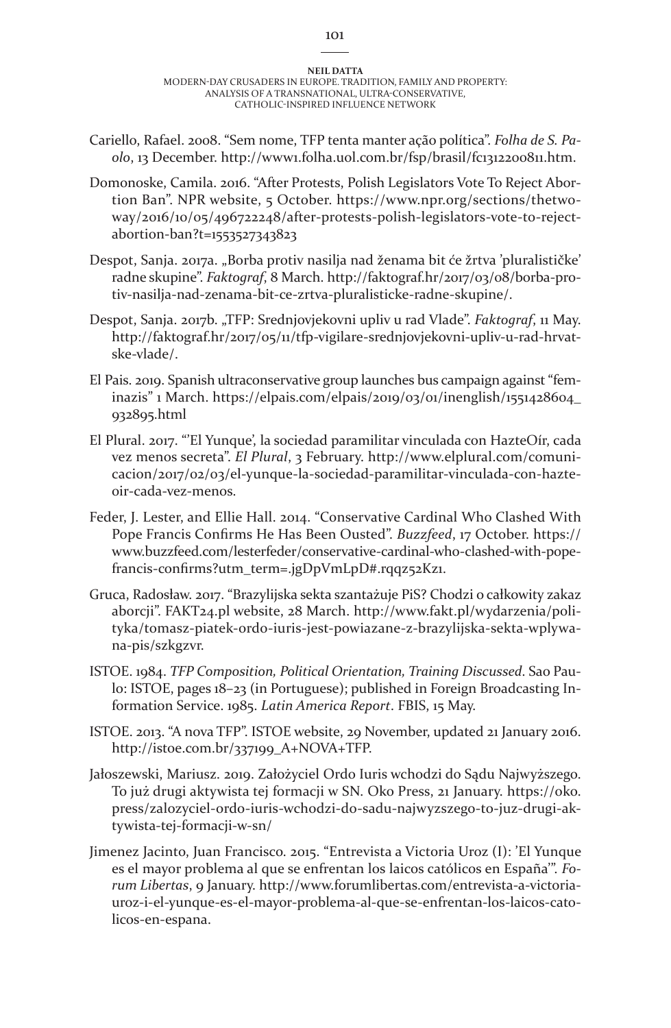Cariello, Rafael. 2008. "Sem nome, TFP tenta manter ação política". *Folha de S. Paolo*, 13 December. http://www1.folha.uol.com.br/fsp/brasil/fc1312200811.htm.

Domonoske, Camila. 2016. "After Protests, Polish Legislators Vote To Reject Abortion Ban". NPR website, 5 October. https://www.npr.org/sections/thetwo-way/2016/10/05/496722248/after-protests-polish-legislators-vote-to-reject-abortion-ban?t=1553527343823

Despot, Sanja. 2017a. „Borba protiv nasilja nad ženama bit će žrtva 'pluralističke' radne skupine". *Faktograf*, 8 March. http://faktograf.hr/2017/03/08/borba-protiv-nasilja-nad-zenama-bit-ce-zrtva-pluralisticke-radne-skupine/.

Despot, Sanja. 2017b. „TFP: Srednjovjekovni upliv u rad Vlade". *Faktograf*, 11 May. http://faktograf.hr/2017/05/11/tfp-vigilare-srednjovjekovni-upliv-u-rad-hrvatske-vlade/.

El Pais. 2019. Spanish ultraconservative group launches bus campaign against "feminazis" 1 March. https://elpais.com/elpais/2019/03/01/inenglish/1551428604_932895.html

El Plural. 2017. "'El Yunque', la sociedad paramilitar vinculada con HazteOír, cada vez menos secreta". *El Plural*, 3 February. http://www.elplural.com/comunicacion/2017/02/03/el-yunque-la-sociedad-paramilitar-vinculada-con-hazte-oir-cada-vez-menos.

Feder, J. Lester, and Ellie Hall. 2014. "Conservative Cardinal Who Clashed With Pope Francis Confirms He Has Been Ousted". *Buzzfeed*, 17 October. https://www.buzzfeed.com/lesterfeder/conservative-cardinal-who-clashed-with-pope-francis-confirms?utm_term=.jgDpVmLpD#.rqqz52Kz1.

Gruca, Radosław. 2017. "Brazylijska sekta szantażuje PiS? Chodzi o całkowity zakaz aborcji". FAKT24.pl website, 28 March. http://www.fakt.pl/wydarzenia/polityka/tomasz-piatek-ordo-iuris-jest-powiazane-z-brazylijska-sekta-wplywana-pis/szkgzvr.

ISTOE. 1984. *TFP Composition, Political Orientation, Training Discussed*. Sao Paulo: ISTOE, pages 18–23 (in Portuguese); published in Foreign Broadcasting Information Service. 1985. *Latin America Report*. FBIS, 15 May.

ISTOE. 2013. "A nova TFP". ISTOE website, 29 November, updated 21 January 2016. http://istoe.com.br/337199_A+NOVA+TFP.

Jałoszewski, Mariusz. 2019. Założyciel Ordo Iuris wchodzi do Sądu Najwyższego. To już drugi aktywista tej formacji w SN. Oko Press, 21 January. https://oko.press/zalozyciel-ordo-iuris-wchodzi-do-sadu-najwyzszego-to-juz-drugi-aktywista-tej-formacji-w-sn/

Jimenez Jacinto, Juan Francisco. 2015. "Entrevista a Victoria Uroz (I): 'El Yunque es el mayor problema al que se enfrentan los laicos católicos en España'". *Forum Libertas*, 9 January. http://www.forumlibertas.com/entrevista-a-victoria-uroz-i-el-yunque-es-el-mayor-problema-al-que-se-enfrentan-los-laicos-catolicos-en-espana.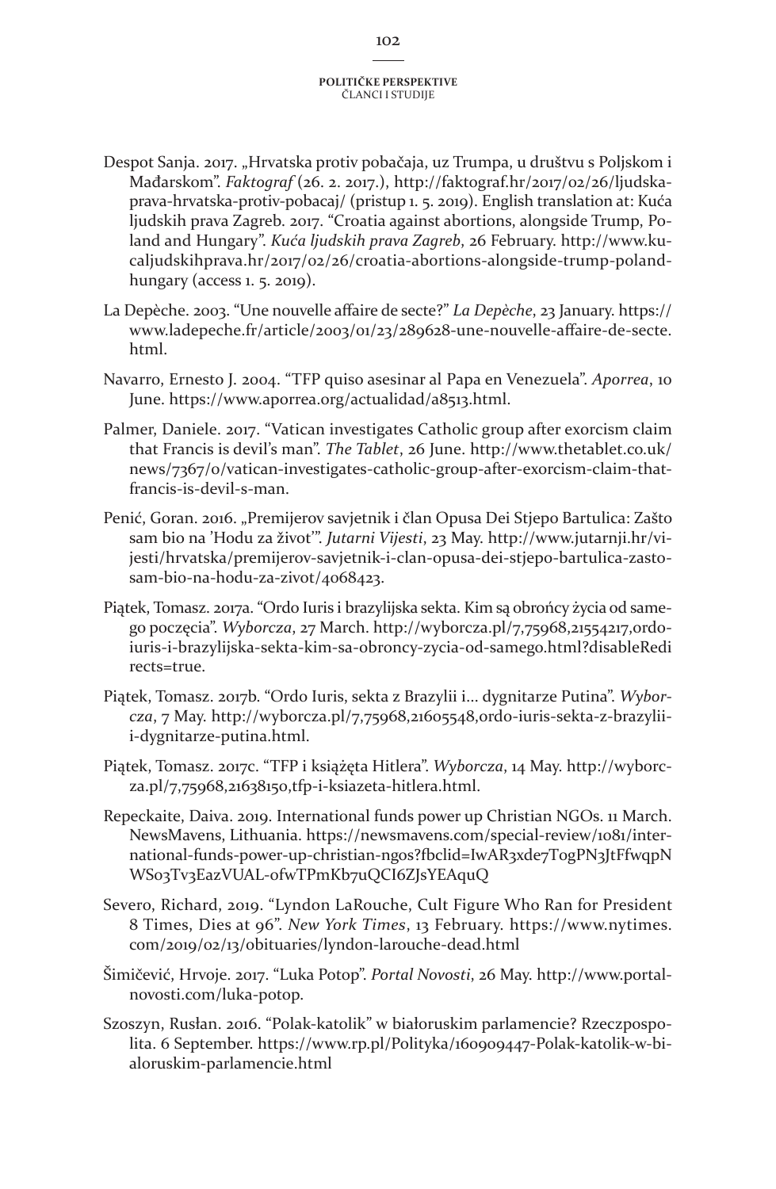Despot Sanja. 2017. „Hrvatska protiv pobačaja, uz Trumpa, u društvu s Poljskom i Mađarskom". *Faktograf* (26. 2. 2017.), http://faktograf.hr/2017/02/26/ljudska-prava-hrvatska-protiv-pobacaj/ (pristup 1. 5. 2019). English translation at: Kuća ljudskih prava Zagreb. 2017. "Croatia against abortions, alongside Trump, Poland and Hungary". *Kuća ljudskih prava Zagreb*, 26 February. http://www.kucaljudskihprava.hr/2017/02/26/croatia-abortions-alongside-trump-poland-hungary (access 1. 5. 2019).

La Depèche. 2003. "Une nouvelle affaire de secte?" *La Depèche*, 23 January. https://www.ladepeche.fr/article/2003/01/23/289628-une-nouvelle-affaire-de-secte.html.

Navarro, Ernesto J. 2004. "TFP quiso asesinar al Papa en Venezuela". *Aporrea*, 10 June. https://www.aporrea.org/actualidad/a8513.html.

Palmer, Daniele. 2017. "Vatican investigates Catholic group after exorcism claim that Francis is devil's man". *The Tablet*, 26 June. http://www.thetablet.co.uk/news/7367/0/vatican-investigates-catholic-group-after-exorcism-claim-that-francis-is-devil-s-man.

Penić, Goran. 2016. „Premijerov savjetnik i član Opusa Dei Stjepo Bartulica: Zašto sam bio na 'Hodu za život'". *Jutarni Vijesti*, 23 May. http://www.jutarnji.hr/vijesti/hrvatska/premijerov-savjetnik-i-clan-opusa-dei-stjepo-bartulica-zasto-sam-bio-na-hodu-za-zivot/4068423.

Piątek, Tomasz. 2017a. "Ordo Iuris i brazylijska sekta. Kim są obrońcy życia od samego poczęcia". *Wyborcza*, 27 March. http://wyborcza.pl/7,75968,21554217,ordo-iuris-i-brazylijska-sekta-kim-sa-obroncy-zycia-od-samego.html?disableRedirects=true.

Piątek, Tomasz. 2017b. "Ordo Iuris, sekta z Brazylii i... dygnitarze Putina". *Wyborcza*, 7 May. http://wyborcza.pl/7,75968,21605548,ordo-iuris-sekta-z-brazylii-i-dygnitarze-putina.html.

Piątek, Tomasz. 2017c. "TFP i książęta Hitlera". *Wyborcza*, 14 May. http://wyborcza.pl/7,75968,21638150,tfp-i-ksiazeta-hitlera.html.

Repeckaite, Daiva. 2019. International funds power up Christian NGOs. 11 March. NewsMavens, Lithuania. https://newsmavens.com/special-review/1081/international-funds-power-up-christian-ngos?fbclid=IwAR3xde7T0gPN3JtFfwqpNWS03Tv3EazVUAL-0fwTPmKb7uQCI6ZJsYEAquQ

Severo, Richard, 2019. "Lyndon LaRouche, Cult Figure Who Ran for President 8 Times, Dies at 96". *New York Times*, 13 February. https://www.nytimes.com/2019/02/13/obituaries/lyndon-larouche-dead.html

Šimičević, Hrvoje. 2017. "Luka Potop". *Portal Novosti*, 26 May. http://www.portalnovosti.com/luka-potop.

Szoszyn, Rusłan. 2016. "Polak-katolik" w białoruskim parlamencie? Rzeczpospolita. 6 September. https://www.rp.pl/Polityka/160909447-Polak-katolik-w-bialoruskim-parlamencie.html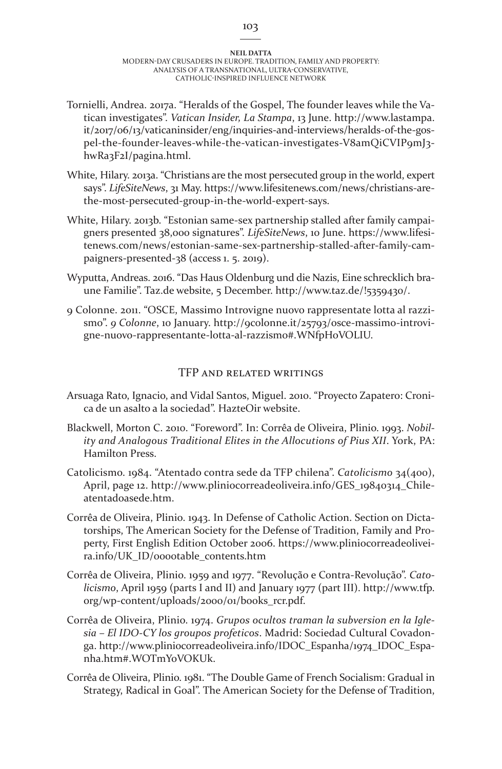Tornielli, Andrea. 2017a. "Heralds of the Gospel, The founder leaves while the Vatican investigates". *Vatican Insider, La Stampa*, 13 June. http://www.lastampa.it/2017/06/13/vaticaninsider/eng/inquiries-and-interviews/heralds-of-the-gospel-the-founder-leaves-while-the-vatican-investigates-V8amQiCVIP9mJ3hwRa3F2I/pagina.html.

White, Hilary. 2013a. "Christians are the most persecuted group in the world, expert says". *LifeSiteNews*, 31 May. https://www.lifesitenews.com/news/christians-are-the-most-persecuted-group-in-the-world-expert-says.

White, Hilary. 2013b. "Estonian same-sex partnership stalled after family campaigners presented 38,000 signatures". *LifeSiteNews*, 10 June. https://www.lifesitenews.com/news/estonian-same-sex-partnership-stalled-after-family-campaigners-presented-38 (access 1. 5. 2019).

Wyputta, Andreas. 2016. "Das Haus Oldenburg und die Nazis, Eine schrecklich braune Familie". Taz.de website, 5 December. http://www.taz.de/!5359430/.

9 Colonne. 2011. "OSCE, Massimo Introvigne nuovo rappresentate lotta al razzismo". *9 Colonne*, 10 January. http://9colonne.it/25793/osce-massimo-introvigne-nuovo-rappresentante-lotta-al-razzismo#.WNfpHoVOLIU.

## TFP and related writings

Arsuaga Rato, Ignacio, and Vidal Santos, Miguel. 2010. "Proyecto Zapatero: Cronica de un asalto a la sociedad". HazteOir website.

Blackwell, Morton C. 2010. "Foreword". In: Corrêa de Oliveira, Plinio. 1993. *Nobility and Analogous Traditional Elites in the Allocutions of Pius XII*. York, PA: Hamilton Press.

Catolicismo. 1984. "Atentado contra sede da TFP chilena". *Catolicismo* 34(400), April, page 12. http://www.pliniocorreadeoliveira.info/GES_19840314_Chileatentadoasede.htm.

Corrêa de Oliveira, Plinio. 1943. In Defense of Catholic Action. Section on Dictatorships, The American Society for the Defense of Tradition, Family and Property, First English Edition October 2006. https://www.pliniocorreadeoliveira.info/UK_ID/0000table_contents.htm

Corrêa de Oliveira, Plinio. 1959 and 1977. "Revolução e Contra-Revolução". *Catolicismo*, April 1959 (parts I and II) and January 1977 (part III). http://www.tfp.org/wp-content/uploads/2000/01/books_rcr.pdf.

Corrêa de Oliveira, Plinio. 1974. *Grupos ocultos traman la subversion en la Iglesia – El IDO-CY los groupos profeticos*. Madrid: Sociedad Cultural Covadonga. http://www.pliniocorreadeoliveira.info/IDOC_Espanha/1974_IDOC_Espanha.htm#.WOTmYoVOKUk.

Corrêa de Oliveira, Plinio. 1981. "The Double Game of French Socialism: Gradual in Strategy, Radical in Goal". The American Society for the Defense of Tradition,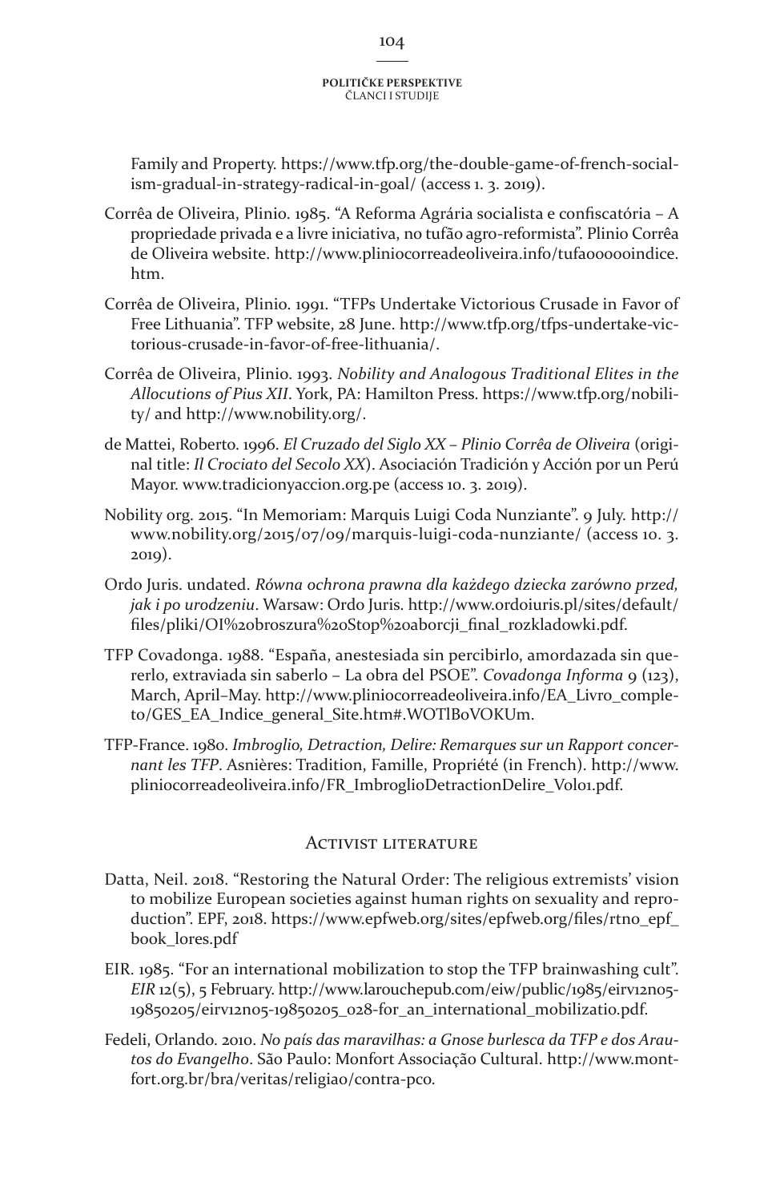Family and Property. https://www.tfp.org/the-double-game-of-french-socialism-gradual-in-strategy-radical-in-goal/ (access 1. 3. 2019).

Corrêa de Oliveira, Plinio. 1985. "A Reforma Agrária socialista e confiscatória – A propriedade privada e a livre iniciativa, no tufão agro-reformista". Plinio Corrêa de Oliveira website. http://www.pliniocorreadeoliveira.info/tufaoooooindice.htm.

Corrêa de Oliveira, Plinio. 1991. "TFPs Undertake Victorious Crusade in Favor of Free Lithuania". TFP website, 28 June. http://www.tfp.org/tfps-undertake-victorious-crusade-in-favor-of-free-lithuania/.

Corrêa de Oliveira, Plinio. 1993. *Nobility and Analogous Traditional Elites in the Allocutions of Pius XII*. York, PA: Hamilton Press. https://www.tfp.org/nobility/ and http://www.nobility.org/.

de Mattei, Roberto. 1996. *El Cruzado del Siglo XX – Plinio Corrêa de Oliveira* (original title: *Il Crociato del Secolo XX*). Asociación Tradición y Acción por un Perú Mayor. www.tradicionyaccion.org.pe (access 10. 3. 2019).

Nobility org. 2015. "In Memoriam: Marquis Luigi Coda Nunziante". 9 July. http://www.nobility.org/2015/07/09/marquis-luigi-coda-nunziante/ (access 10. 3. 2019).

Ordo Juris. undated. *Równa ochrona prawna dla każdego dziecka zarówno przed, jak i po urodzeniu*. Warsaw: Ordo Juris. http://www.ordoiuris.pl/sites/default/files/pliki/OI%20broszura%20Stop%20aborcji_final_rozkladowki.pdf.

TFP Covadonga. 1988. "España, anestesiada sin percibirlo, amordazada sin quererlo, extraviada sin saberlo – La obra del PSOE". *Covadonga Informa* 9 (123), March, April–May. http://www.pliniocorreadeoliveira.info/EA_Livro_completo/GES_EA_Indice_general_Site.htm#.WOTlBoVOKUm.

TFP-France. 1980. *Imbroglio, Detraction, Delire: Remarques sur un Rapport concernant les TFP*. Asnières: Tradition, Famille, Propriété (in French). http://www.pliniocorreadeoliveira.info/FR_ImbroglioDetractionDelire_Vol01.pdf.

## Activist literature

Datta, Neil. 2018. "Restoring the Natural Order: The religious extremists' vision to mobilize European societies against human rights on sexuality and reproduction". EPF, 2018. https://www.epfweb.org/sites/epfweb.org/files/rtno_epf_book_lores.pdf

EIR. 1985. "For an international mobilization to stop the TFP brainwashing cult". *EIR* 12(5), 5 February. http://www.larouchepub.com/eiw/public/1985/eirv12n05-19850205/eirv12n05-19850205_028-for_an_international_mobilizatio.pdf.

Fedeli, Orlando. 2010. *No país das maravilhas: a Gnose burlesca da TFP e dos Arautos do Evangelho*. São Paulo: Monfort Associação Cultural. http://www.montfort.org.br/bra/veritas/religiao/contra-pco.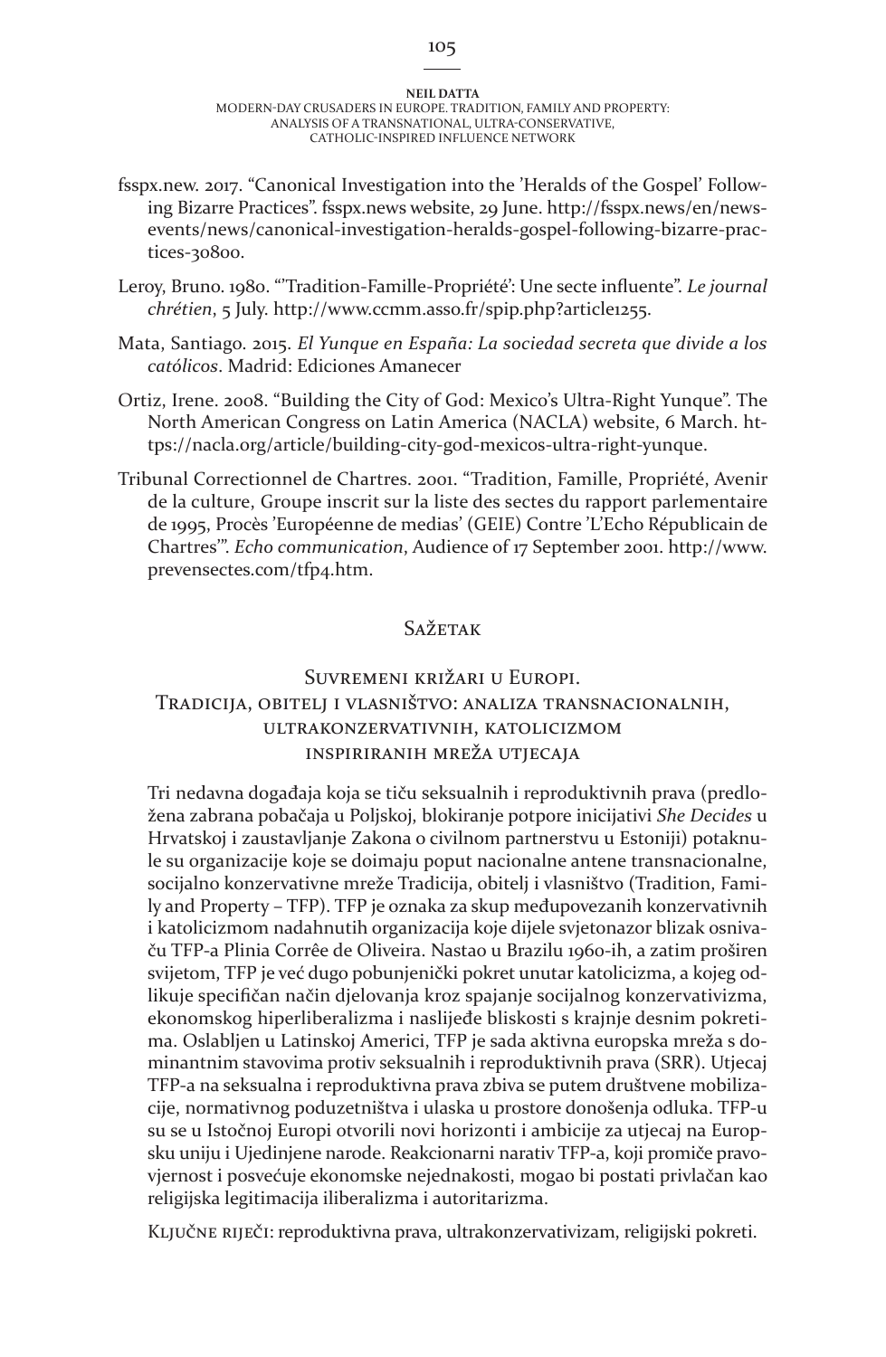fsspx.new. 2017. "Canonical Investigation into the 'Heralds of the Gospel' Following Bizarre Practices". fsspx.news website, 29 June. http://fsspx.news/en/news-events/news/canonical-investigation-heralds-gospel-following-bizarre-practices-30800.

Leroy, Bruno. 1980. "'Tradition-Famille-Propriété': Une secte influente". *Le journal chrétien*, 5 July. http://www.ccmm.asso.fr/spip.php?article1255.

Mata, Santiago. 2015. *El Yunque en España: La sociedad secreta que divide a los católicos*. Madrid: Ediciones Amanecer

Ortiz, Irene. 2008. "Building the City of God: Mexico's Ultra-Right Yunque". The North American Congress on Latin America (NACLA) website, 6 March. https://nacla.org/article/building-city-god-mexicos-ultra-right-yunque.

Tribunal Correctionnel de Chartres. 2001. "Tradition, Famille, Propriété, Avenir de la culture, Groupe inscrit sur la liste des sectes du rapport parlementaire de 1995, Procès 'Européenne de medias' (GEIE) Contre 'L'Echo Républicain de Chartres'". *Echo communication*, Audience of 17 September 2001. http://www.prevensectes.com/tfp4.htm.

## Sažetak

### Suvremeni križari u Europi. Tradicija, obitelj i vlasništvo: analiza transnacionalnih, ultrakonzervativnih, katolicizmom inspiriranih mreža utjecaja

Tri nedavna događaja koja se tiču seksualnih i reproduktivnih prava (predložena zabrana pobačaja u Poljskoj, blokiranje potpore inicijativi *She Decides* u Hrvatskoj i zaustavljanje Zakona o civilnom partnerstvu u Estoniji) potaknule su organizacije koje se doimaju poput nacionalne antene transnacionalne, socijalno konzervativne mreže Tradicija, obitelj i vlasništvo (Tradition, Family and Property – TFP). TFP je oznaka za skup međupovezanih konzervativnih i katolicizmom nadahnutih organizacija koje dijele svjetonazor blizak osnivaču TFP-a Plinia Corrêe de Oliveira. Nastao u Brazilu 1960-ih, a zatim proširen svijetom, TFP je već dugo pobunjenički pokret unutar katolicizma, a kojeg odlikuje specifičan način djelovanja kroz spajanje socijalnog konzervativizma, ekonomskog hiperliberalizma i naslijeđe bliskosti s krajnje desnim pokretima. Oslabljen u Latinskoj Americi, TFP je sada aktivna europska mreža s dominantnim stavovima protiv seksualnih i reproduktivnih prava (SRR). Utjecaj TFP-a na seksualna i reproduktivna prava zbiva se putem društvene mobilizacije, normativnog poduzetništva i ulaska u prostore donošenja odluka. TFP-u su se u Istočnoj Europi otvorili novi horizonti i ambicije za utjecaj na Europsku uniju i Ujedinjene narode. Reakcionarni narativ TFP-a, koji promiče pravovjernost i posvećuje ekonomske nejednakosti, mogao bi postati privlačan kao religijska legitimacija iliberalizma i autoritarizma.

Ključne riječi: reproduktivna prava, ultrakonzervativizam, religijski pokreti.